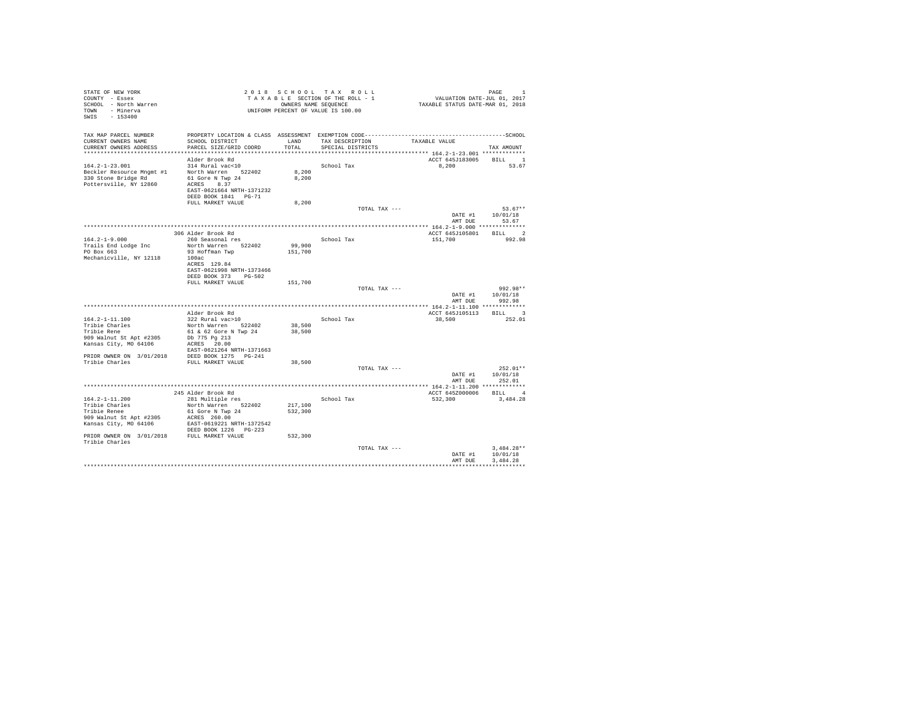STATE OF NEW YORK
COUNTY - Essex
SCHOOL - North Warren
TOWN - Minerva
SWIS - 153400

2018 SCHOOL TAX ROLL
TAXABLE SECTION OF THE ROLL - 1
OWNERS NAME SEQUENCE
UNIFORM PERCENT OF VALUE IS 100.00

VALUATION DATE-JUL 01, 2017
TAXABLE STATUS DATE-MAR 01, 2018

| TAX MAP PARCEL NUMBER / CURRENT OWNERS NAME / CURRENT OWNERS ADDRESS | PROPERTY LOCATION & CLASS / SCHOOL DISTRICT / PARCEL SIZE/GRID COORD | ASSESSMENT LAND / TOTAL | EXEMPTION CODE / TAX DESCRIPTION / SPECIAL DISTRICTS | TAXABLE VALUE | TAX AMOUNT |
|---|---|---|---|---|---|
| **164.2-1-23.001** | Alder Brook Rd | | | ACCT 645J183005 | BILL 1 |
| 164.2-1-23.001 | 314 Rural vac<10 | | School Tax | 8,200 | 53.67 |
| Beckler Resource Mngmt #1 | North Warren 522402 | 8,200 | | | |
| 330 Stone Bridge Rd | 61 Gore N Twp 24 | 8,200 | | | |
| Pottersville, NY 12860 | ACRES 8.37 | | | | |
| | EAST-0621664 NRTH-1371232 | | | | |
| | DEED BOOK 1841 PG-71 | | | | |
| | FULL MARKET VALUE | 8,200 | | | |
| | | | TOTAL TAX --- | | 53.67** |
| | | | | DATE #1 | 10/01/18 |
| | | | | AMT DUE | 53.67 |
| **164.2-1-9.000** | 306 Alder Brook Rd | | | ACCT 645J105801 | BILL 2 |
| 164.2-1-9.000 | 260 Seasonal res | | School Tax | 151,700 | 992.98 |
| Trails End Lodge Inc | North Warren 522402 | 99,900 | | | |
| PO Box 663 | 93 Hoffman Twp | 151,700 | | | |
| Mechanicville, NY 12118 | 100ac | | | | |
| | ACRES 129.84 | | | | |
| | EAST-0621998 NRTH-1373466 | | | | |
| | DEED BOOK 373 PG-502 | | | | |
| | FULL MARKET VALUE | 151,700 | | | |
| | | | TOTAL TAX --- | | 992.98** |
| | | | | DATE #1 | 10/01/18 |
| | | | | AMT DUE | 992.98 |
| **164.2-1-11.100** | Alder Brook Rd | | | ACCT 645J105113 | BILL 3 |
| 164.2-1-11.100 | 322 Rural vac>10 | | School Tax | 38,500 | 252.01 |
| Tribie Charles | North Warren 522402 | 38,500 | | | |
| Tribie Rene | 61 & 62 Gore N Twp 24 | 38,500 | | | |
| 909 Walnut St Apt #2305 | Db 775 Pg 213 | | | | |
| Kansas City, MO 64106 | ACRES 20.00 | | | | |
| | EAST-0621264 NRTH-1371663 | | | | |
| PRIOR OWNER ON 3/01/2018 | DEED BOOK 1275 PG-241 | | | | |
| Tribie Charles | FULL MARKET VALUE | 38,500 | | | |
| | | | TOTAL TAX --- | | 252.01** |
| | | | | DATE #1 | 10/01/18 |
| | | | | AMT DUE | 252.01 |
| **164.2-1-11.200** | 245 Alder Brook Rd | | | ACCT 645Z000006 | BILL 4 |
| 164.2-1-11.200 | 281 Multiple res | | School Tax | 532,300 | 3,484.28 |
| Tribie Charles | North Warren 522402 | 217,100 | | | |
| Tribie Renee | 61 Gore N Twp 24 | 532,300 | | | |
| 909 Walnut St Apt #2305 | ACRES 260.00 | | | | |
| Kansas City, MO 64106 | EAST-0619221 NRTH-1372542 | | | | |
| | DEED BOOK 1226 PG-223 | | | | |
| PRIOR OWNER ON 3/01/2018 | FULL MARKET VALUE | 532,300 | | | |
| Tribie Charles | | | | | |
| | | | TOTAL TAX --- | | 3,484.28** |
| | | | | DATE #1 | 10/01/18 |
| | | | | AMT DUE | 3,484.28 |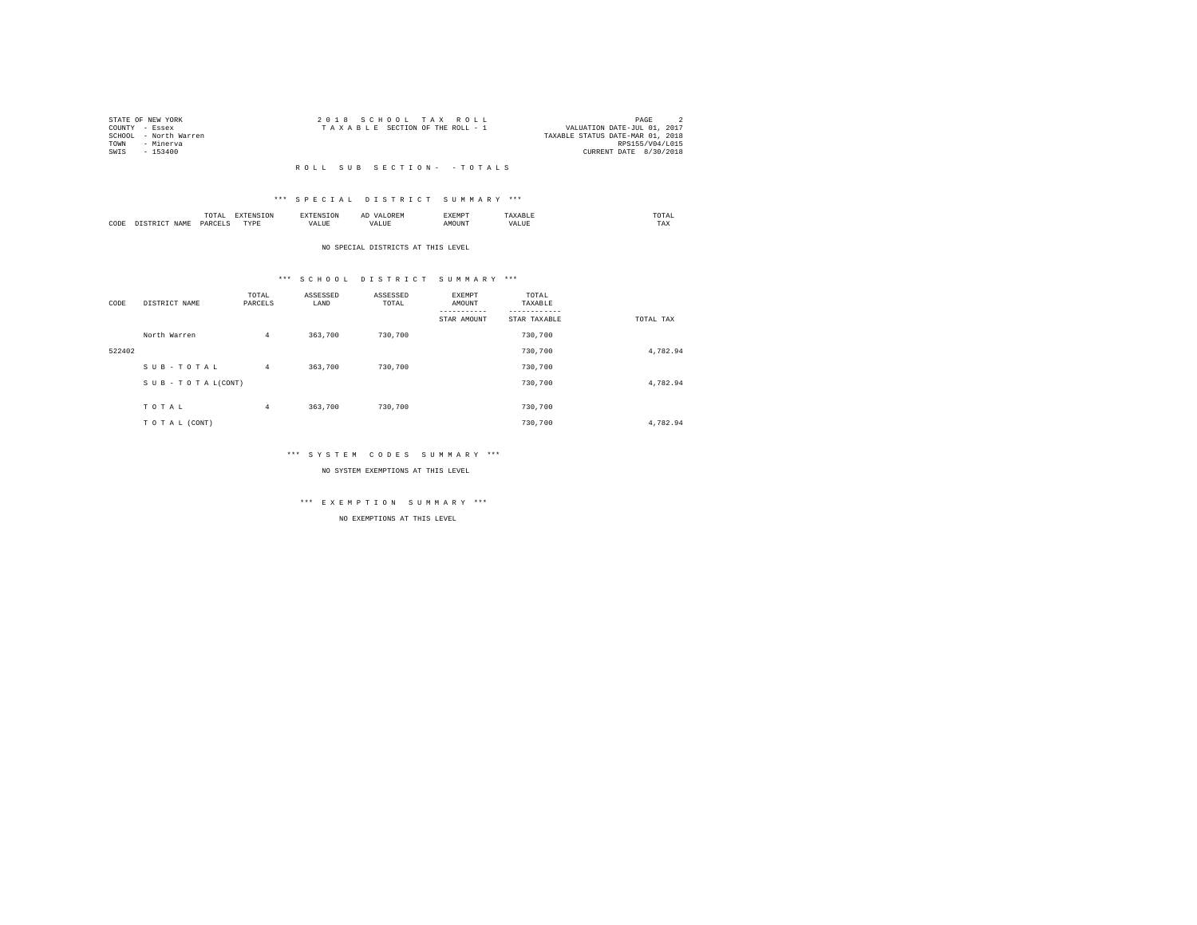STATE OF NEW YORK
COUNTY - Essex
SCHOOL - North Warren
TOWN - Minerva
SWIS - 153400

2 0 1 8 S C H O O L T A X R O L L
T A X A B L E SECTION OF THE ROLL - 1

VALUATION DATE-JUL 01, 2017
TAXABLE STATUS DATE-MAR 01, 2018
RPS155/V04/L015
CURRENT DATE 8/30/2018

R O L L S U B S E C T I O N - - T O T A L S

*** S P E C I A L D I S T R I C T S U M M A R Y ***

| CODE | DISTRICT NAME | TOTAL PARCELS | EXTENSION TYPE | EXTENSION VALUE | AD VALOREM VALUE | EXEMPT AMOUNT | TAXABLE VALUE | TOTAL TAX |
|---|---|---|---|---|---|---|---|---|

NO SPECIAL DISTRICTS AT THIS LEVEL

*** S C H O O L D I S T R I C T S U M M A R Y ***

| CODE | DISTRICT NAME | TOTAL PARCELS | ASSESSED LAND | ASSESSED TOTAL | EXEMPT AMOUNT / STAR AMOUNT | TOTAL TAXABLE / STAR TAXABLE | TOTAL TAX |
|---|---|---|---|---|---|---|---|
| | North Warren | 4 | 363,700 | 730,700 | | 730,700 | |
| 522402 | | | | | | 730,700 | 4,782.94 |
| | S U B - T O T A L | 4 | 363,700 | 730,700 | | 730,700 | |
| | S U B - T O T A L(CONT) | | | | | 730,700 | 4,782.94 |
| | T O T A L | 4 | 363,700 | 730,700 | | 730,700 | |
| | T O T A L (CONT) | | | | | 730,700 | 4,782.94 |

*** S Y S T E M C O D E S S U M M A R Y ***

NO SYSTEM EXEMPTIONS AT THIS LEVEL

*** E X E M P T I O N S U M M A R Y ***

NO EXEMPTIONS AT THIS LEVEL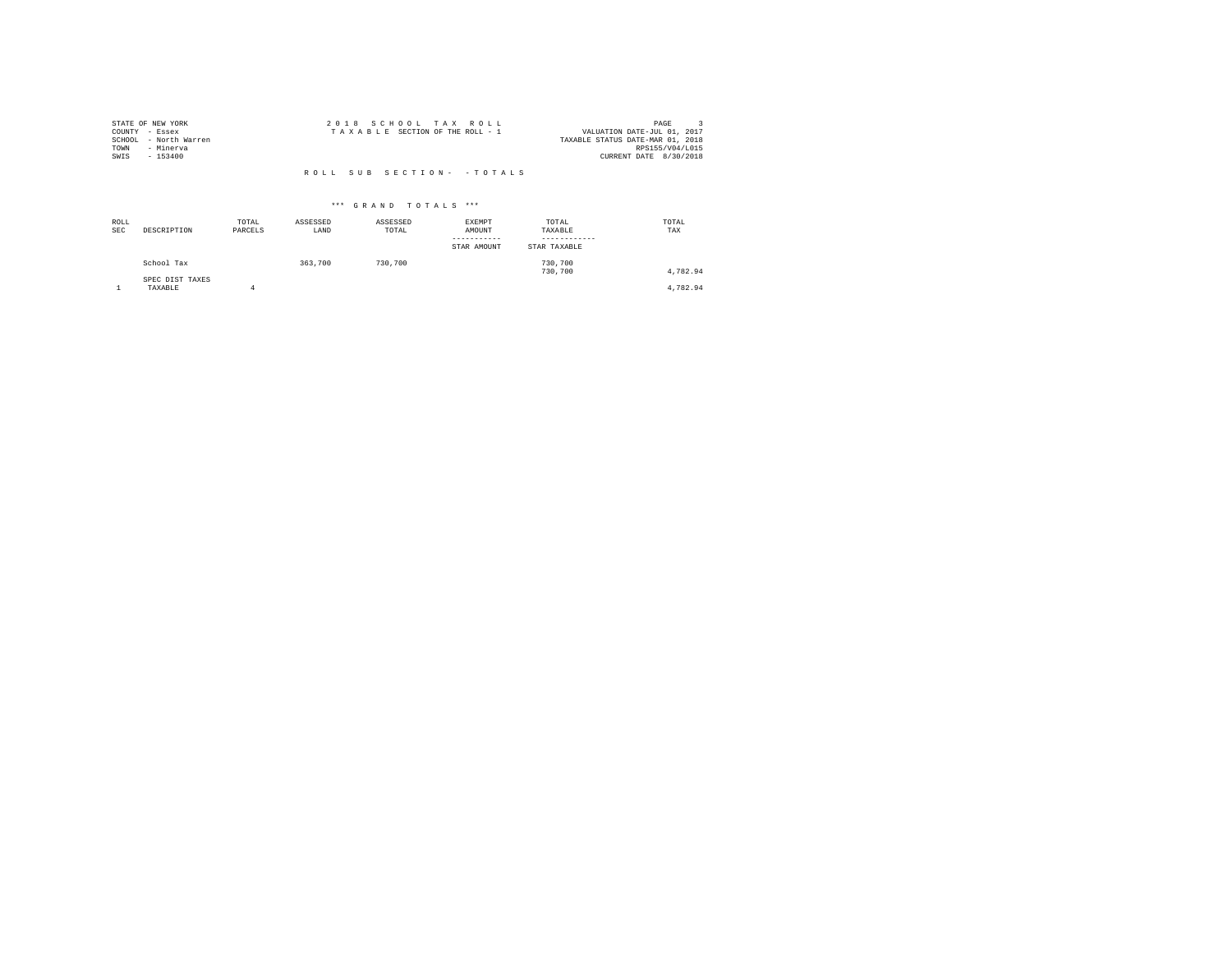STATE OF NEW YORK
COUNTY - Essex
SCHOOL - North Warren
TOWN - Minerva
SWIS - 153400

2 0 1 8 S C H O O L T A X R O L L
T A X A B L E SECTION OF THE ROLL - 1

VALUATION DATE-JUL 01, 2017
TAXABLE STATUS DATE-MAR 01, 2018
RPS155/V04/L015
CURRENT DATE 8/30/2018

R O L L S U B S E C T I O N - - T O T A L S

*** G R A N D T O T A L S ***

| ROLL SEC | DESCRIPTION | TOTAL PARCELS | ASSESSED LAND | ASSESSED TOTAL | EXEMPT AMOUNT / STAR AMOUNT | TOTAL TAXABLE / STAR TAXABLE | TOTAL TAX |
|---|---|---|---|---|---|---|---|
| | School Tax | | 363,700 | 730,700 | | 730,700<br>730,700 | 4,782.94 |
| | SPEC DIST TAXES | | | | | | |
| 1 | TAXABLE | 4 | | | | | 4,782.94 |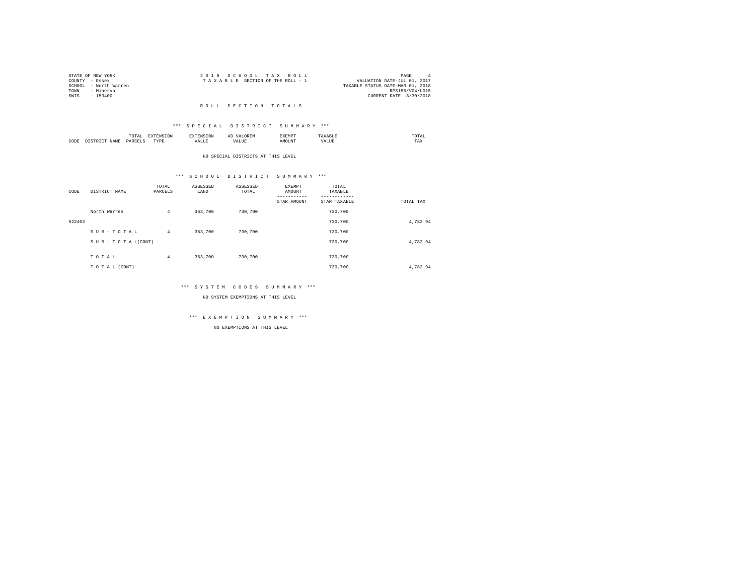STATE OF NEW YORK
COUNTY - Essex
SCHOOL - North Warren
TOWN - Minerva
SWIS - 153400

2 0 1 8 S C H O O L T A X R O L L
T A X A B L E SECTION OF THE ROLL - 1

PAGE 4
VALUATION DATE-JUL 01, 2017
TAXABLE STATUS DATE-MAR 01, 2018
RPS155/V04/L015
CURRENT DATE 8/30/2018

R O L L S E C T I O N T O T A L S

*** S P E C I A L D I S T R I C T S U M M A R Y ***

| CODE | DISTRICT NAME | TOTAL PARCELS | EXTENSION TYPE | EXTENSION VALUE | AD VALOREM VALUE | EXEMPT AMOUNT | TAXABLE VALUE | TOTAL TAX |
|---|---|---|---|---|---|---|---|---|

NO SPECIAL DISTRICTS AT THIS LEVEL

*** S C H O O L D I S T R I C T S U M M A R Y ***

| CODE | DISTRICT NAME | TOTAL PARCELS | ASSESSED LAND | ASSESSED TOTAL | EXEMPT AMOUNT / STAR AMOUNT | TOTAL TAXABLE / STAR TAXABLE | TOTAL TAX |
|---|---|---|---|---|---|---|---|
| | North Warren | 4 | 363,700 | 730,700 | | 730,700 | |
| 522402 | | | | | | 730,700 | 4,782.94 |
| | S U B - T O T A L | 4 | 363,700 | 730,700 | | 730,700 | |
| | S U B - T O T A L(CONT) | | | | | 730,700 | 4,782.94 |
| | T O T A L | 4 | 363,700 | 730,700 | | 730,700 | |
| | T O T A L (CONT) | | | | | 730,700 | 4,782.94 |

*** S Y S T E M C O D E S S U M M A R Y ***

NO SYSTEM EXEMPTIONS AT THIS LEVEL

*** E X E M P T I O N S U M M A R Y ***

NO EXEMPTIONS AT THIS LEVEL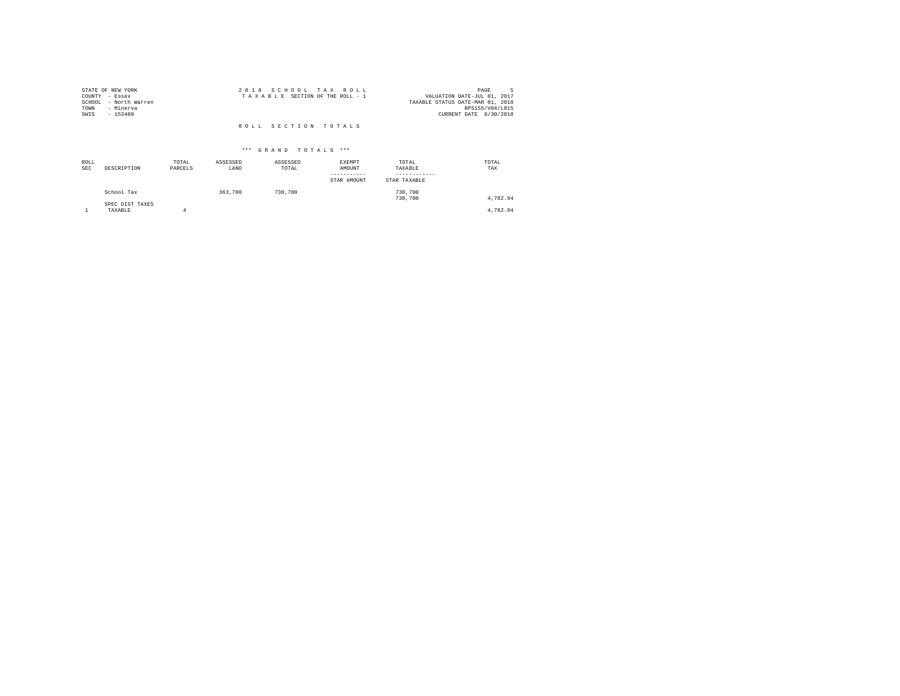STATE OF NEW YORK
COUNTY - Essex
SCHOOL - North Warren
TOWN - Minerva
SWIS - 153400

2 0 1 8 S C H O O L T A X R O L L
T A X A B L E SECTION OF THE ROLL - 1

VALUATION DATE-JUL 01, 2017
TAXABLE STATUS DATE-MAR 01, 2018
RPS155/V04/L015
CURRENT DATE 8/30/2018

R O L L S E C T I O N T O T A L S

*** G R A N D T O T A L S ***

| ROLL SEC | DESCRIPTION | TOTAL PARCELS | ASSESSED LAND | ASSESSED TOTAL | EXEMPT AMOUNT / STAR AMOUNT | TOTAL TAXABLE / STAR TAXABLE | TOTAL TAX |
|---|---|---|---|---|---|---|---|
| | School Tax | | 363,700 | 730,700 | | 730,700<br>730,700 | 4,782.94 |
| | SPEC DIST TAXES | | | | | | |
| 1 | TAXABLE | 4 | | | | | 4,782.94 |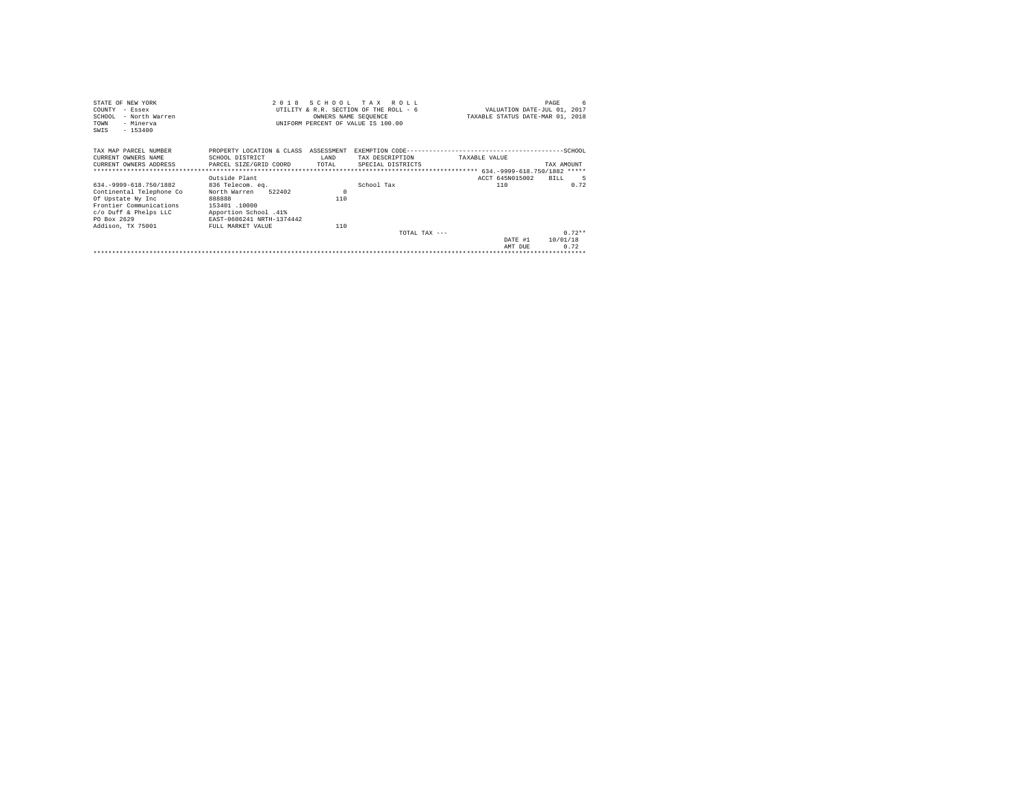```
STATE OF NEW YORK                    2 0 1 8   S C H O O L   T A X   R O L L                              PAGE     6
COUNTY  - Essex                     UTILITY & R.R. SECTION OF THE ROLL - 6              VALUATION DATE-JUL 01, 2017
SCHOOL  - North Warren                     OWNERS NAME SEQUENCE                    TAXABLE STATUS DATE-MAR 01, 2018
TOWN    - Minerva                   UNIFORM PERCENT OF VALUE IS 100.00
SWIS    - 153400

TAX MAP PARCEL NUMBER          PROPERTY LOCATION & CLASS  ASSESSMENT  EXEMPTION CODE------------------------------------------SCHOOL
CURRENT OWNERS NAME            SCHOOL DISTRICT              LAND      TAX DESCRIPTION           TAXABLE VALUE
CURRENT OWNERS ADDRESS         PARCEL SIZE/GRID COORD       TOTAL     SPECIAL DISTRICTS                                TAX AMOUNT
*********************************************************************************************** 634.-9999-618.750/1882 *****
                               Outside Plant                                                    ACCT 645N015002    BILL     5
634.-9999-618.750/1882         836 Telecom. eq.                         School Tax                      110               0.72
Continental Telephone Co       North Warren    522402          0
Of Upstate Ny Inc              888888                        110
Frontier Communications        153401 .10000
c/o Duff & Phelps LLC          Apportion School .41%
PO Box 2629                    EAST-0606241 NRTH-1374442
Addison, TX 75001              FULL MARKET VALUE             110
                                                                              TOTAL TAX ---                                0.72**
                                                                                                        DATE #1      10/01/18
                                                                                                        AMT DUE          0.72
******************************************************************************************************************************
```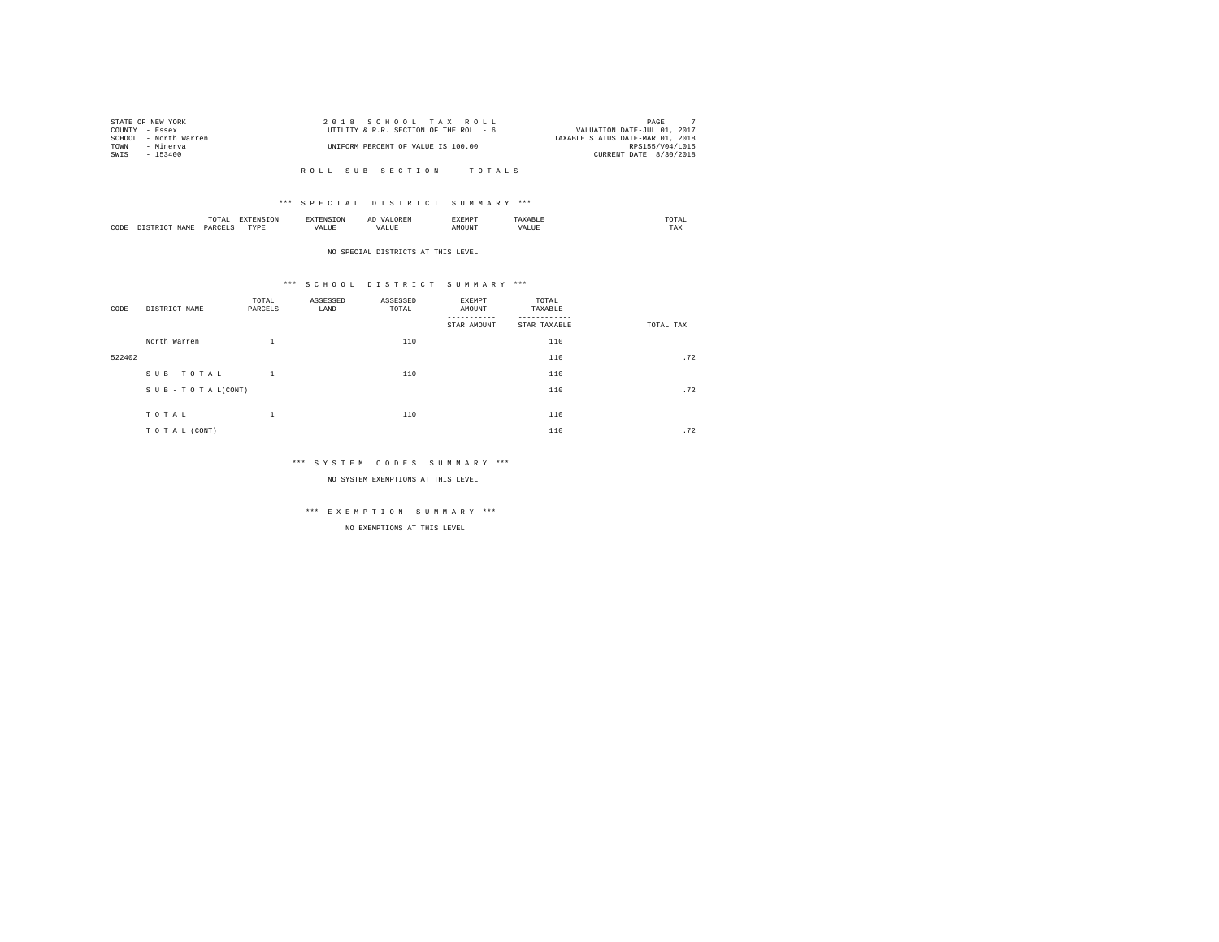STATE OF NEW YORK
COUNTY - Essex
SCHOOL - North Warren
TOWN - Minerva
SWIS - 153400

2 0 1 8 S C H O O L T A X R O L L
UTILITY & R.R. SECTION OF THE ROLL - 6
UNIFORM PERCENT OF VALUE IS 100.00

VALUATION DATE-JUL 01, 2017
TAXABLE STATUS DATE-MAR 01, 2018
RPS155/V04/L015
CURRENT DATE 8/30/2018

R O L L S U B S E C T I O N - - T O T A L S

*** S P E C I A L D I S T R I C T S U M M A R Y ***

| CODE | DISTRICT NAME | TOTAL PARCELS | EXTENSION TYPE | EXTENSION VALUE | AD VALOREM VALUE | EXEMPT AMOUNT | TAXABLE VALUE | TOTAL TAX |
|---|---|---|---|---|---|---|---|---|

NO SPECIAL DISTRICTS AT THIS LEVEL

*** S C H O O L D I S T R I C T S U M M A R Y ***

| CODE | DISTRICT NAME | TOTAL PARCELS | ASSESSED LAND | ASSESSED TOTAL | EXEMPT AMOUNT / STAR AMOUNT | TOTAL TAXABLE / STAR TAXABLE | TOTAL TAX |
|---|---|---|---|---|---|---|---|
| | North Warren | 1 | | 110 | | 110 | |
| 522402 | | | | | | 110 | .72 |
| | S U B - T O T A L | 1 | | 110 | | 110 | |
| | S U B - T O T A L(CONT) | | | | | 110 | .72 |
| | T O T A L | 1 | | 110 | | 110 | |
| | T O T A L (CONT) | | | | | 110 | .72 |

*** S Y S T E M C O D E S S U M M A R Y ***

NO SYSTEM EXEMPTIONS AT THIS LEVEL

*** E X E M P T I O N S U M M A R Y ***

NO EXEMPTIONS AT THIS LEVEL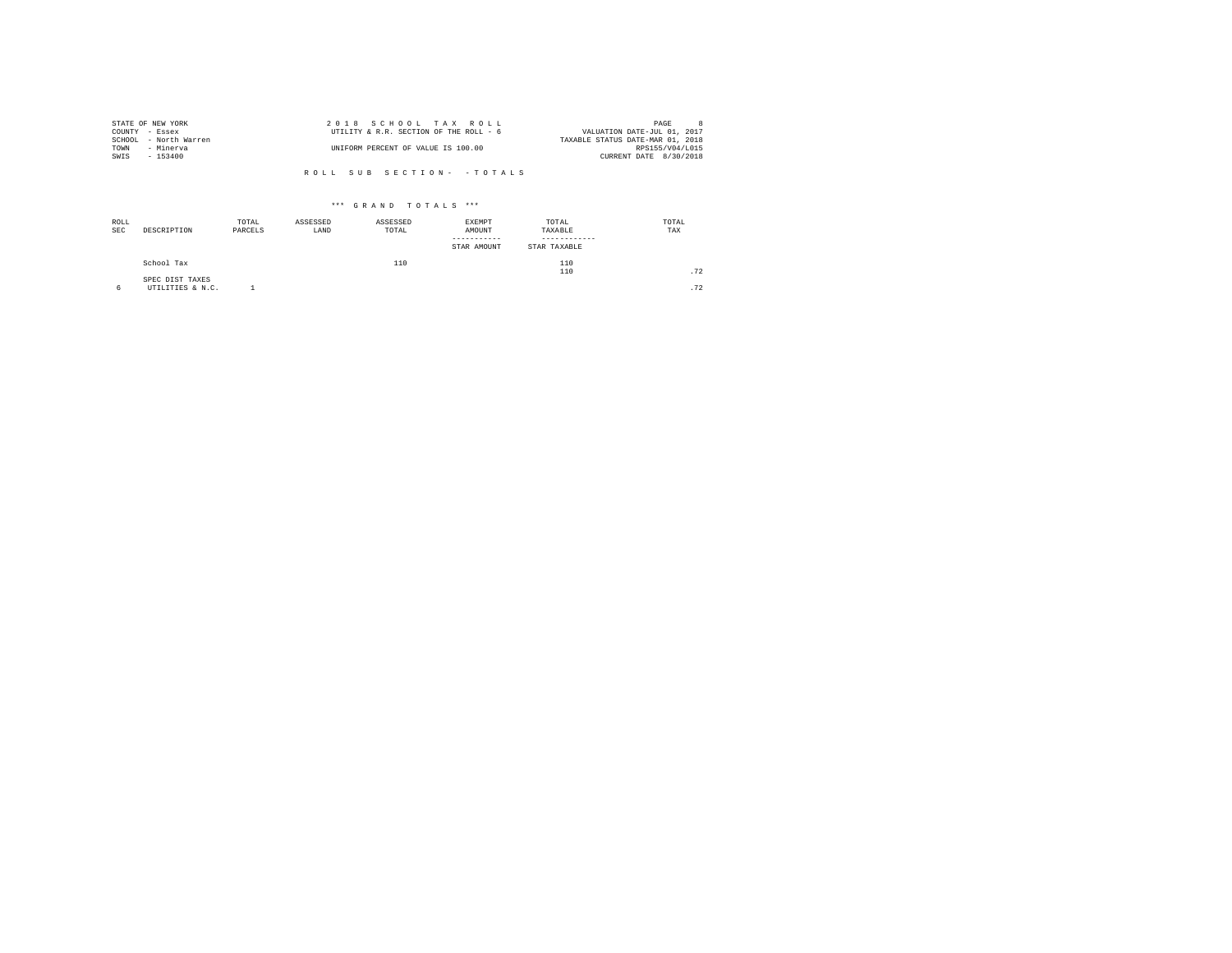STATE OF NEW YORK
COUNTY - Essex
SCHOOL - North Warren
TOWN - Minerva
SWIS - 153400

2 0 1 8 S C H O O L T A X R O L L
UTILITY & R.R. SECTION OF THE ROLL - 6
UNIFORM PERCENT OF VALUE IS 100.00

VALUATION DATE-JUL 01, 2017
TAXABLE STATUS DATE-MAR 01, 2018
RPS155/V04/L015
CURRENT DATE 8/30/2018

R O L L S U B S E C T I O N - - T O T A L S

\*\*\* G R A N D T O T A L S \*\*\*

| ROLL SEC | DESCRIPTION | TOTAL PARCELS | ASSESSED LAND | ASSESSED TOTAL | EXEMPT AMOUNT / STAR AMOUNT | TOTAL TAXABLE / STAR TAXABLE | TOTAL TAX |
|---|---|---|---|---|---|---|---|
| | School Tax | | | 110 | | 110 | |
| | | | | | | 110 | .72 |
| | SPEC DIST TAXES | | | | | | |
| 6 | UTILITIES & N.C. | 1 | | | | | .72 |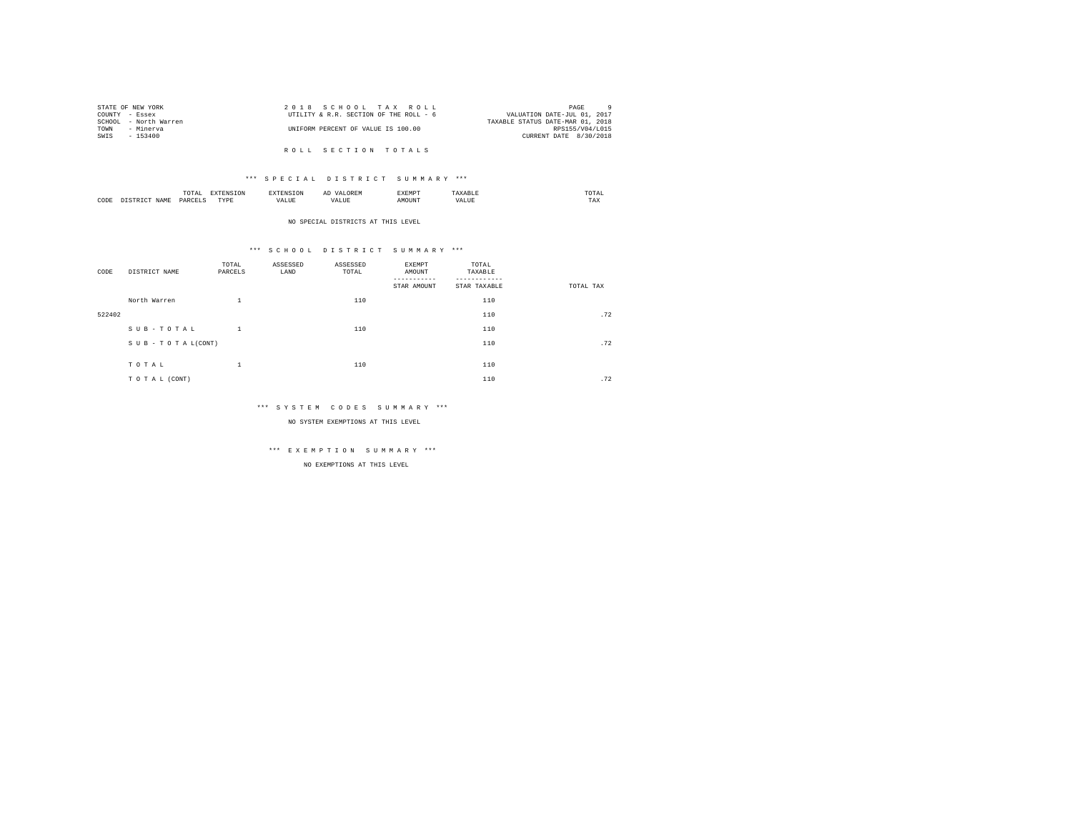STATE OF NEW YORK
COUNTY - Essex
SCHOOL - North Warren
TOWN - Minerva
SWIS - 153400

2 0 1 8 S C H O O L T A X R O L L
UTILITY & R.R. SECTION OF THE ROLL - 6
UNIFORM PERCENT OF VALUE IS 100.00

VALUATION DATE-JUL 01, 2017
TAXABLE STATUS DATE-MAR 01, 2018
RPS155/V04/L015
CURRENT DATE 8/30/2018

R O L L S E C T I O N T O T A L S

*** S P E C I A L D I S T R I C T S U M M A R Y ***

| CODE | DISTRICT NAME | TOTAL PARCELS | EXTENSION TYPE | EXTENSION VALUE | AD VALOREM VALUE | EXEMPT AMOUNT | TAXABLE VALUE | TOTAL TAX |
|---|---|---|---|---|---|---|---|---|

NO SPECIAL DISTRICTS AT THIS LEVEL

*** S C H O O L D I S T R I C T S U M M A R Y ***

| CODE | DISTRICT NAME | TOTAL PARCELS | ASSESSED LAND | ASSESSED TOTAL | EXEMPT AMOUNT / STAR AMOUNT | TOTAL TAXABLE / STAR TAXABLE | TOTAL TAX |
|---|---|---|---|---|---|---|---|
| | North Warren | 1 | | 110 | | 110 | |
| 522402 | | | | | | 110 | .72 |
| | S U B - T O T A L | 1 | | 110 | | 110 | |
| | S U B - T O T A L(CONT) | | | | | 110 | .72 |
| | T O T A L | 1 | | 110 | | 110 | |
| | T O T A L (CONT) | | | | | 110 | .72 |

*** S Y S T E M C O D E S S U M M A R Y ***

NO SYSTEM EXEMPTIONS AT THIS LEVEL

*** E X E M P T I O N S U M M A R Y ***

NO EXEMPTIONS AT THIS LEVEL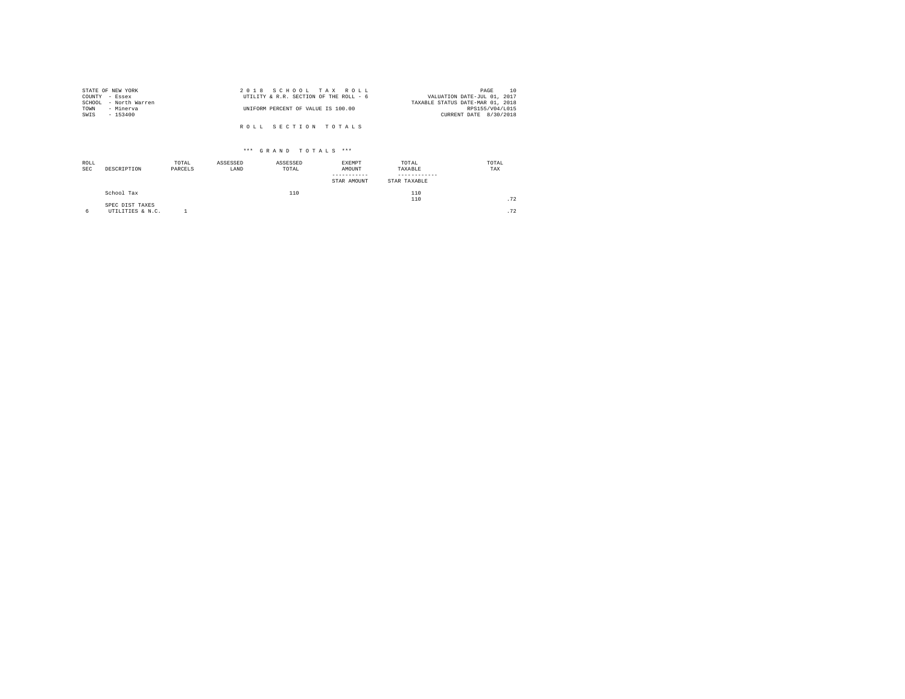STATE OF NEW YORK
COUNTY - Essex
SCHOOL - North Warren
TOWN - Minerva
SWIS - 153400

2 0 1 8 S C H O O L T A X R O L L
UTILITY & R.R. SECTION OF THE ROLL - 6
UNIFORM PERCENT OF VALUE IS 100.00

VALUATION DATE-JUL 01, 2017
TAXABLE STATUS DATE-MAR 01, 2018
RPS155/V04/L015
CURRENT DATE 8/30/2018

R O L L S E C T I O N T O T A L S

\*\*\* G R A N D T O T A L S \*\*\*

| ROLL SEC | DESCRIPTION | TOTAL PARCELS | ASSESSED LAND | ASSESSED TOTAL | EXEMPT AMOUNT / STAR AMOUNT | TOTAL TAXABLE / STAR TAXABLE | TOTAL TAX |
|---|---|---|---|---|---|---|---|
| | School Tax | | | 110 | | 110 | |
| | | | | | | 110 | .72 |
| | SPEC DIST TAXES | | | | | | |
| 6 | UTILITIES & N.C. | 1 | | | | | .72 |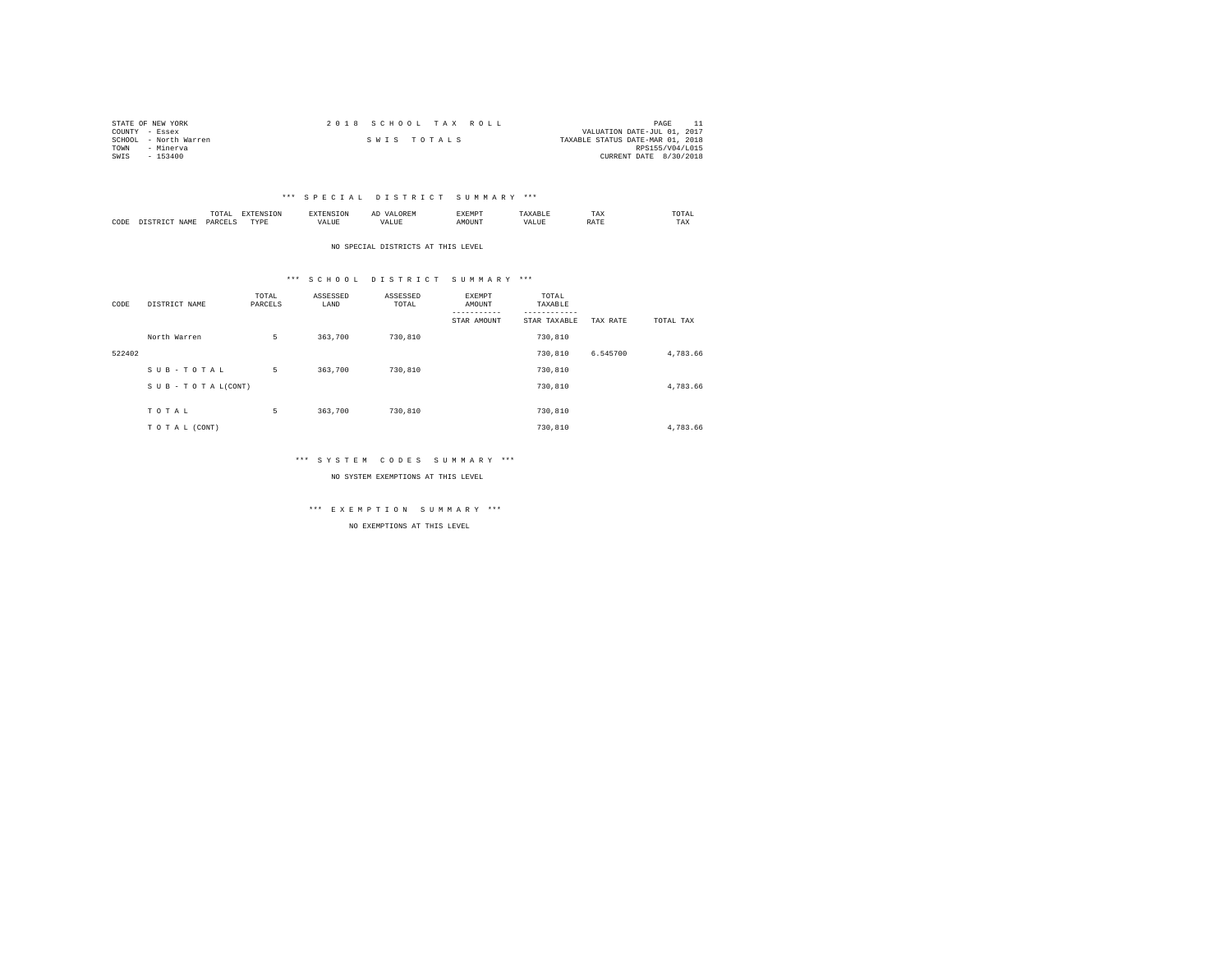STATE OF NEW YORK
COUNTY - Essex
SCHOOL - North Warren
TOWN - Minerva
SWIS - 153400

2 0 1 8 S C H O O L T A X R O L L

S W I S T O T A L S

VALUATION DATE-JUL 01, 2017
TAXABLE STATUS DATE-MAR 01, 2018
RPS155/V04/L015
CURRENT DATE 8/30/2018

*** S P E C I A L D I S T R I C T S U M M A R Y ***

| CODE | DISTRICT NAME | TOTAL PARCELS | EXTENSION TYPE | EXTENSION VALUE | AD VALOREM VALUE | EXEMPT AMOUNT | TAXABLE VALUE | TAX RATE | TOTAL TAX |
|---|---|---|---|---|---|---|---|---|---|

NO SPECIAL DISTRICTS AT THIS LEVEL

*** S C H O O L D I S T R I C T S U M M A R Y ***

| CODE | DISTRICT NAME | TOTAL PARCELS | ASSESSED LAND | ASSESSED TOTAL | EXEMPT AMOUNT / STAR AMOUNT | TOTAL TAXABLE / STAR TAXABLE | TAX RATE | TOTAL TAX |
|---|---|---|---|---|---|---|---|---|
| | North Warren | 5 | 363,700 | 730,810 | | 730,810 | | |
| 522402 | | | | | | 730,810 | 6.545700 | 4,783.66 |
| | S U B - T O T A L | 5 | 363,700 | 730,810 | | 730,810 | | |
| | S U B - T O T A L(CONT) | | | | | 730,810 | | 4,783.66 |
| | T O T A L | 5 | 363,700 | 730,810 | | 730,810 | | |
| | T O T A L (CONT) | | | | | 730,810 | | 4,783.66 |

*** S Y S T E M C O D E S S U M M A R Y ***

NO SYSTEM EXEMPTIONS AT THIS LEVEL

*** E X E M P T I O N S U M M A R Y ***

NO EXEMPTIONS AT THIS LEVEL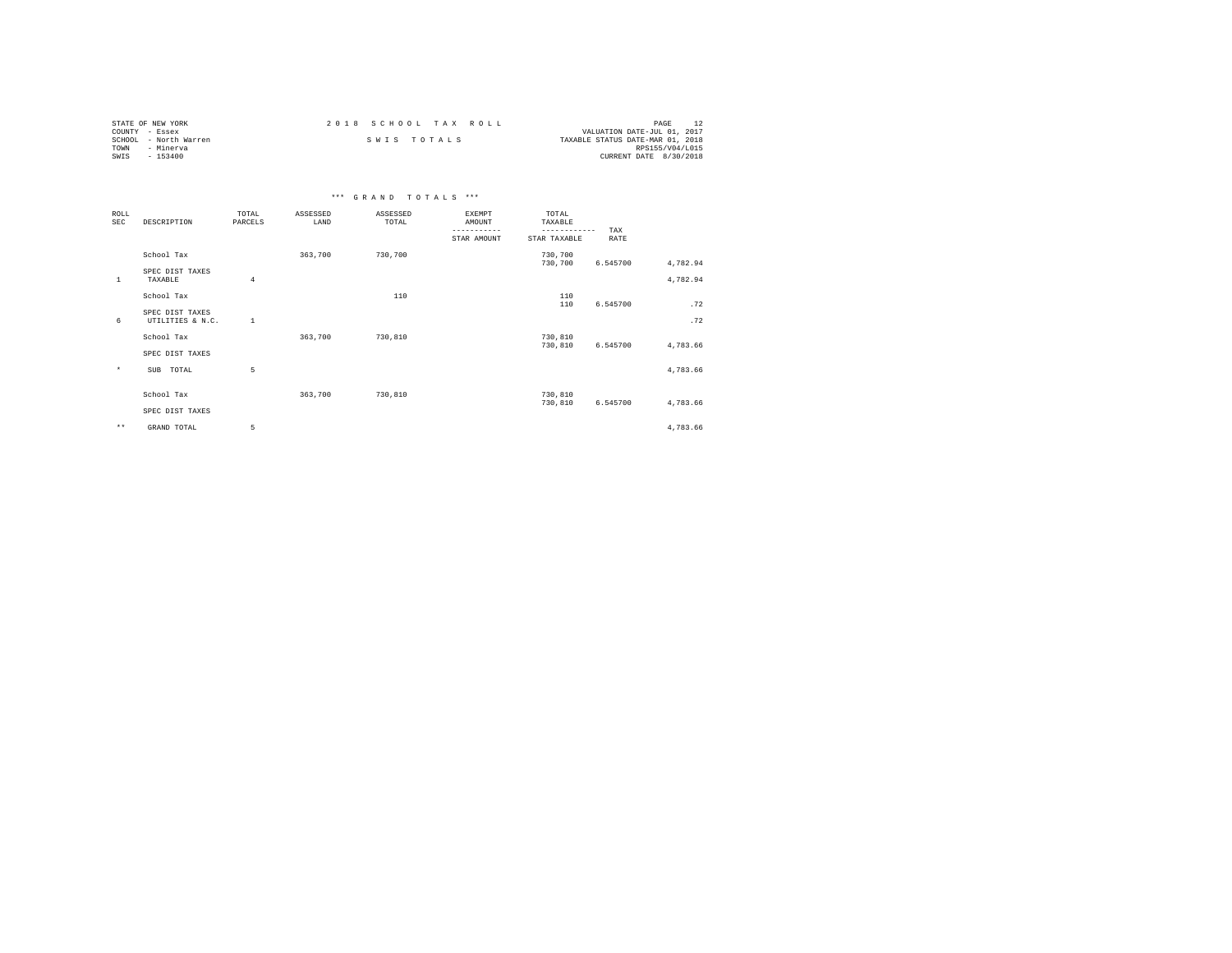STATE OF NEW YORK
COUNTY - Essex
SCHOOL - North Warren
TOWN - Minerva
SWIS - 153400

2 0 1 8 S C H O O L T A X R O L L

S W I S T O T A L S

VALUATION DATE-JUL 01, 2017
TAXABLE STATUS DATE-MAR 01, 2018
RPS155/V04/L015
CURRENT DATE 8/30/2018

### \*\*\* G R A N D T O T A L S \*\*\*

| ROLL SEC | DESCRIPTION | TOTAL PARCELS | ASSESSED LAND | ASSESSED TOTAL | EXEMPT AMOUNT / STAR AMOUNT | TOTAL TAXABLE / STAR TAXABLE | TAX RATE | |
|---|---|---|---|---|---|---|---|---|
| | School Tax | | 363,700 | 730,700 | | 730,700 | | |
| | | | | | | 730,700 | 6.545700 | 4,782.94 |
| | SPEC DIST TAXES | | | | | | | |
| 1 | TAXABLE | 4 | | | | | | 4,782.94 |
| | School Tax | | | 110 | | 110 | | |
| | | | | | | 110 | 6.545700 | .72 |
| | SPEC DIST TAXES | | | | | | | |
| 6 | UTILITIES & N.C. | 1 | | | | | | .72 |
| | School Tax | | 363,700 | 730,810 | | 730,810 | | |
| | | | | | | 730,810 | 6.545700 | 4,783.66 |
| | SPEC DIST TAXES | | | | | | | |
| * | SUB TOTAL | 5 | | | | | | 4,783.66 |
| | School Tax | | 363,700 | 730,810 | | 730,810 | | |
| | | | | | | 730,810 | 6.545700 | 4,783.66 |
| | SPEC DIST TAXES | | | | | | | |
| ** | GRAND TOTAL | 5 | | | | | | 4,783.66 |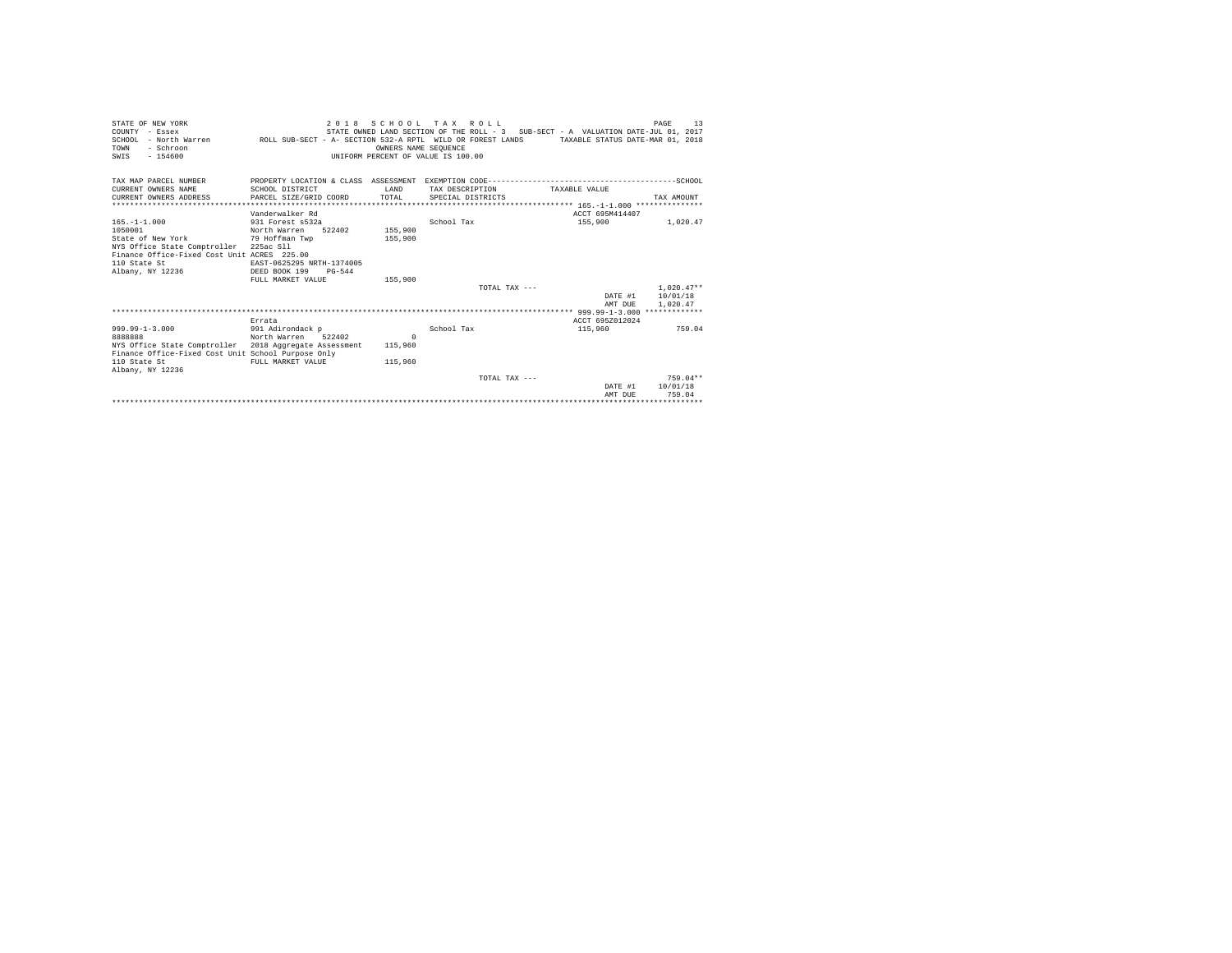STATE OF NEW YORK
COUNTY - Essex
SCHOOL - North Warren
TOWN - Schroon
SWIS - 154600

2 0 1 8 S C H O O L T A X R O L L
STATE OWNED LAND SECTION OF THE ROLL - 3 SUB-SECT - A VALUATION DATE-JUL 01, 2017
ROLL SUB-SECT - A- SECTION 532-A RPTL WILD OR FOREST LANDS TAXABLE STATUS DATE-MAR 01, 2018
OWNERS NAME SEQUENCE
UNIFORM PERCENT OF VALUE IS 100.00

| TAX MAP PARCEL NUMBER / CURRENT OWNERS NAME / CURRENT OWNERS ADDRESS | PROPERTY LOCATION & CLASS / SCHOOL DISTRICT / PARCEL SIZE/GRID COORD | ASSESSMENT LAND / TOTAL | EXEMPTION CODE / TAX DESCRIPTION / SPECIAL DISTRICTS | TAXABLE VALUE | TAX AMOUNT |
|---|---|---|---|---|---|
| ******** 165.-1-1.000 ******** | | | | | |
| | Vanderwalker Rd | | | ACCT 695M414407 | |
| 165.-1-1.000 | 931 Forest s532a | | School Tax | 155,900 | 1,020.47 |
| 1050001 | North Warren 522402 | 155,900 | | | |
| State of New York | 79 Hoffman Twp | 155,900 | | | |
| NYS Office State Comptroller | 225ac Sll | | | | |
| Finance Office-Fixed Cost Unit | ACRES 225.00 | | | | |
| 110 State St | EAST-0625295 NRTH-1374005 | | | | |
| Albany, NY 12236 | DEED BOOK 199 PG-544 | | | | |
| | FULL MARKET VALUE | 155,900 | | | |
| | | | TOTAL TAX --- | | 1,020.47** |
| | | | | DATE #1 | 10/01/18 |
| | | | | AMT DUE | 1,020.47 |
| ******** 999.99-1-3.000 ******** | | | | | |
| | Errata | | | ACCT 695Z012024 | |
| 999.99-1-3.000 | 991 Adirondack p | | School Tax | 115,960 | 759.04 |
| 8888888 | North Warren 522402 | 0 | | | |
| NYS Office State Comptroller | 2018 Aggregate Assessment | 115,960 | | | |
| Finance Office-Fixed Cost Unit | School Purpose Only | | | | |
| 110 State St | FULL MARKET VALUE | 115,960 | | | |
| Albany, NY 12236 | | | | | |
| | | | TOTAL TAX --- | | 759.04** |
| | | | | DATE #1 | 10/01/18 |
| | | | | AMT DUE | 759.04 |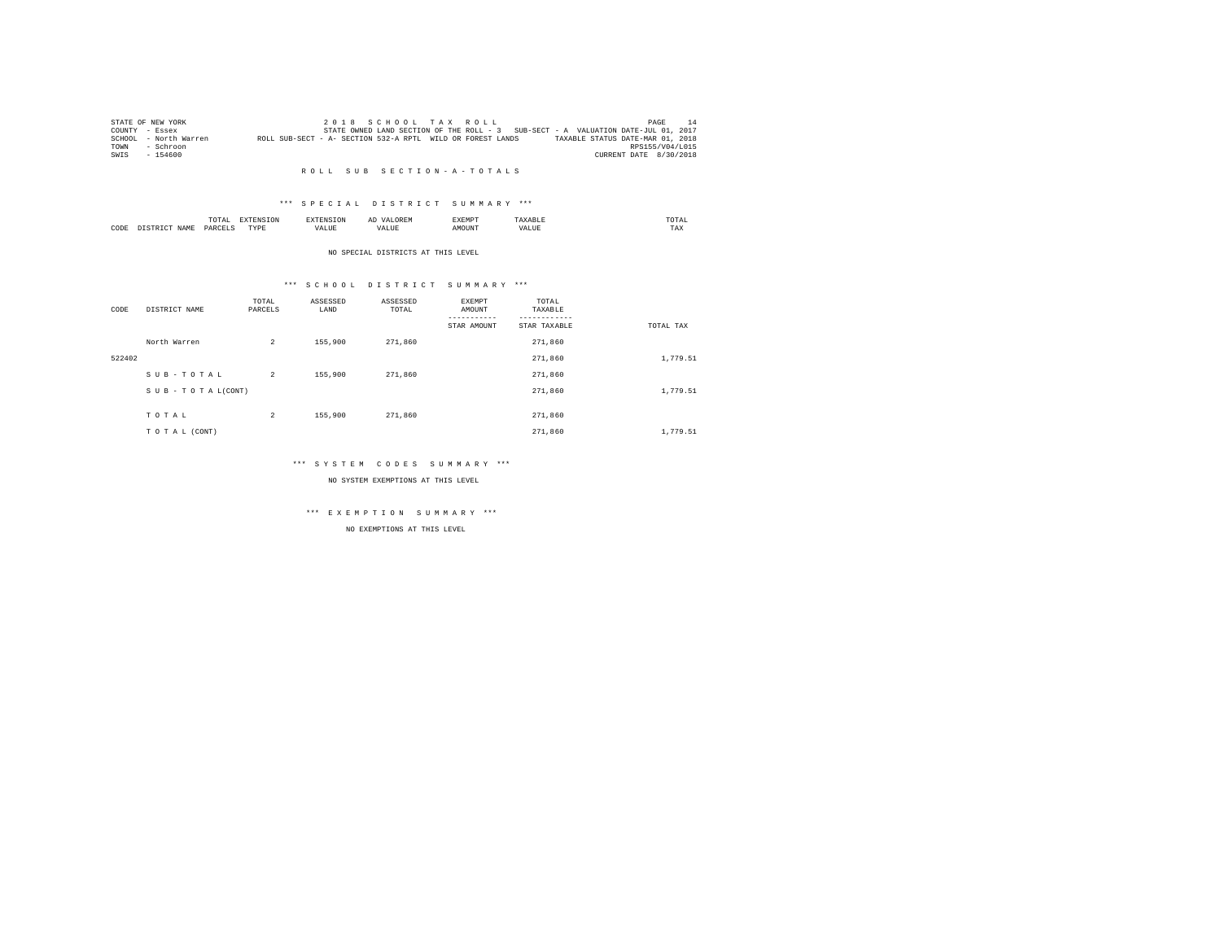STATE OF NEW YORK
COUNTY - Essex
SCHOOL - North Warren
TOWN - Schroon
SWIS - 154600

2 0 1 8   S C H O O L   T A X   R O L L
STATE OWNED LAND SECTION OF THE ROLL - 3   SUB-SECT - A  VALUATION DATE-JUL 01, 2017
ROLL SUB-SECT - A- SECTION 532-A RPTL  WILD OR FOREST LANDS   TAXABLE STATUS DATE-MAR 01, 2018
RPS155/V04/L015
CURRENT DATE 8/30/2018

## R O L L   S U B   S E C T I O N - A - T O T A L S

### *** S P E C I A L   D I S T R I C T   S U M M A R Y ***

| CODE | DISTRICT NAME | TOTAL PARCELS | EXTENSION TYPE | EXTENSION VALUE | AD VALOREM VALUE | EXEMPT AMOUNT | TAXABLE VALUE | TOTAL TAX |
|---|---|---|---|---|---|---|---|---|

NO SPECIAL DISTRICTS AT THIS LEVEL

### *** S C H O O L   D I S T R I C T   S U M M A R Y ***

| CODE | DISTRICT NAME | TOTAL PARCELS | ASSESSED LAND | ASSESSED TOTAL | EXEMPT AMOUNT / STAR AMOUNT | TOTAL TAXABLE / STAR TAXABLE | TOTAL TAX |
|---|---|---|---|---|---|---|---|
| | North Warren | 2 | 155,900 | 271,860 | | 271,860 | |
| 522402 | | | | | | 271,860 | 1,779.51 |
| | S U B - T O T A L | 2 | 155,900 | 271,860 | | 271,860 | |
| | S U B - T O T A L(CONT) | | | | | 271,860 | 1,779.51 |
| | T O T A L | 2 | 155,900 | 271,860 | | 271,860 | |
| | T O T A L (CONT) | | | | | 271,860 | 1,779.51 |

### *** S Y S T E M   C O D E S   S U M M A R Y ***

NO SYSTEM EXEMPTIONS AT THIS LEVEL

### *** E X E M P T I O N   S U M M A R Y ***

NO EXEMPTIONS AT THIS LEVEL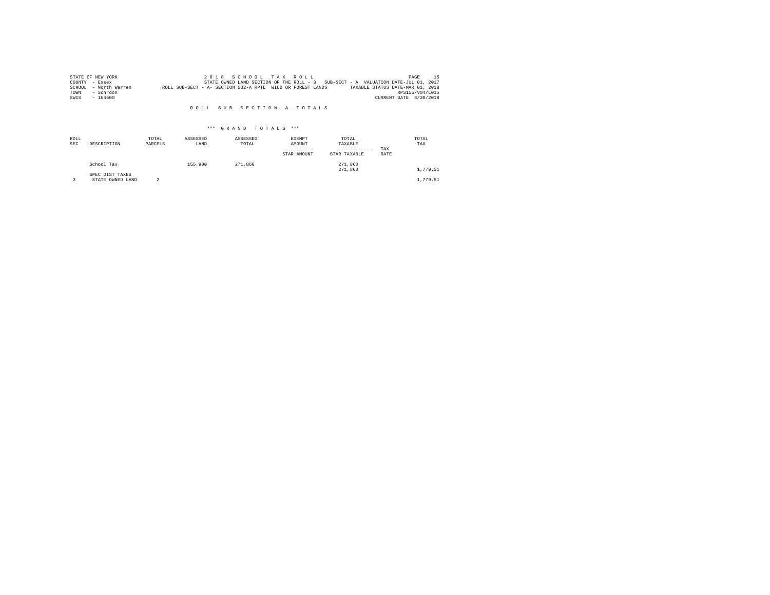STATE OF NEW YORK
COUNTY - Essex
SCHOOL - North Warren
TOWN - Schroon
SWIS - 154600

2 0 1 8 S C H O O L T A X R O L L
STATE OWNED LAND SECTION OF THE ROLL - 3 SUB-SECT - A VALUATION DATE-JUL 01, 2017
ROLL SUB-SECT - A- SECTION 532-A RPTL WILD OR FOREST LANDS TAXABLE STATUS DATE-MAR 01, 2018
RPS155/V04/L015
CURRENT DATE 8/30/2018

R O L L S U B S E C T I O N - A - T O T A L S

\*\*\* G R A N D T O T A L S \*\*\*

| ROLL SEC | DESCRIPTION | TOTAL PARCELS | ASSESSED LAND | ASSESSED TOTAL | EXEMPT AMOUNT ----------- STAR AMOUNT | TOTAL TAXABLE ------------ STAR TAXABLE | TAX RATE | TOTAL TAX |
|---|---|---|---|---|---|---|---|---|
| | School Tax | | 155,900 | 271,860 | | 271,860 | | |
| | | | | | | 271,860 | | 1,779.51 |
| | SPEC DIST TAXES | | | | | | | |
| 3 | STATE OWNED LAND | 2 | | | | | | 1,779.51 |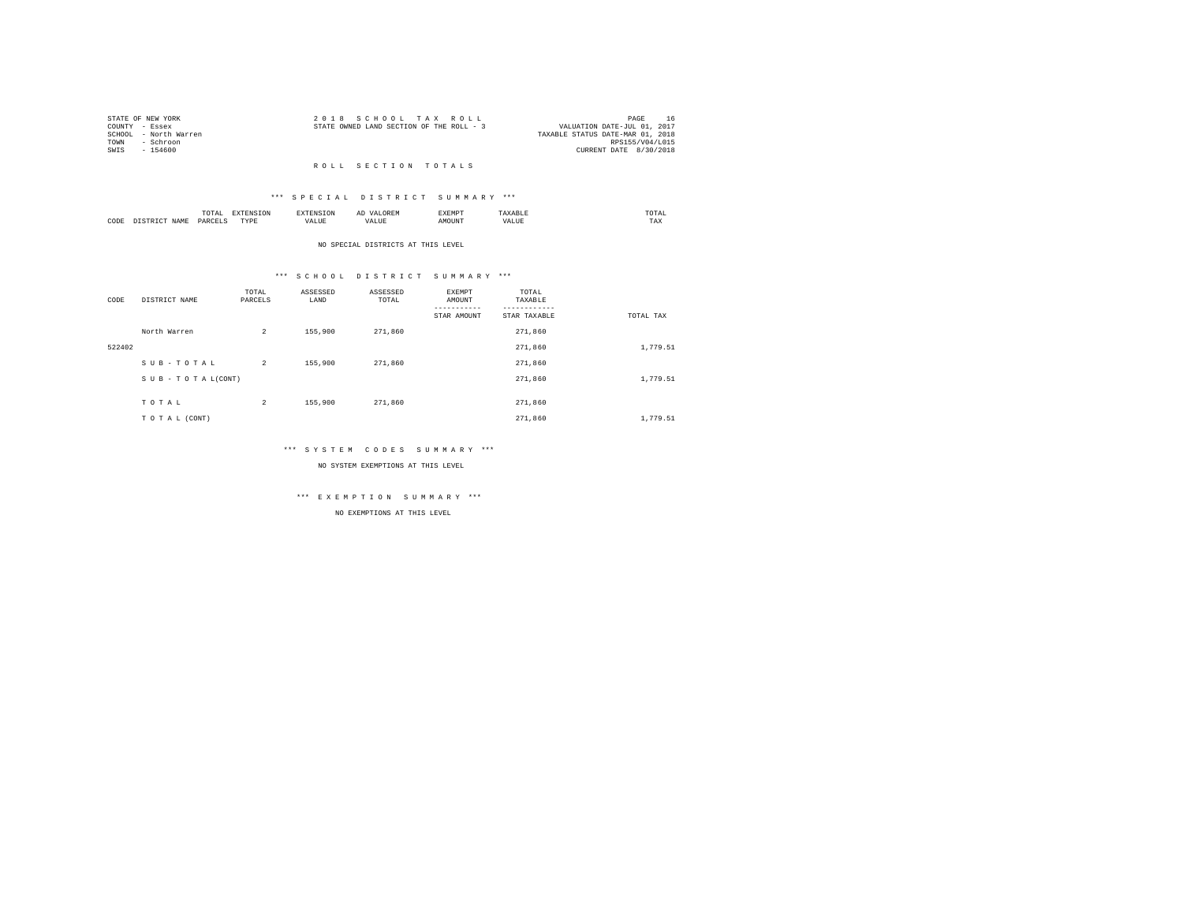STATE OF NEW YORK
COUNTY - Essex
SCHOOL - North Warren
TOWN - Schroon
SWIS - 154600

2018 SCHOOL TAX ROLL
STATE OWNED LAND SECTION OF THE ROLL - 3

VALUATION DATE-JUL 01, 2017
TAXABLE STATUS DATE-MAR 01, 2018
RPS155/V04/L015
CURRENT DATE 8/30/2018

## ROLL SECTION TOTALS

### *** SPECIAL DISTRICT SUMMARY ***

| CODE | DISTRICT NAME | TOTAL PARCELS | EXTENSION TYPE | EXTENSION VALUE | AD VALOREM VALUE | EXEMPT AMOUNT | TAXABLE VALUE | TOTAL TAX |
|---|---|---|---|---|---|---|---|---|

NO SPECIAL DISTRICTS AT THIS LEVEL

### *** SCHOOL DISTRICT SUMMARY ***

| CODE | DISTRICT NAME | TOTAL PARCELS | ASSESSED LAND | ASSESSED TOTAL | EXEMPT AMOUNT / STAR AMOUNT | TOTAL TAXABLE / STAR TAXABLE | TOTAL TAX |
|---|---|---|---|---|---|---|---|
| | North Warren | 2 | 155,900 | 271,860 | | 271,860 | |
| 522402 | | | | | | 271,860 | 1,779.51 |
| | S U B - T O T A L | 2 | 155,900 | 271,860 | | 271,860 | |
| | S U B - T O T A L(CONT) | | | | | 271,860 | 1,779.51 |
| | T O T A L | 2 | 155,900 | 271,860 | | 271,860 | |
| | T O T A L (CONT) | | | | | 271,860 | 1,779.51 |

### *** SYSTEM CODES SUMMARY ***

NO SYSTEM EXEMPTIONS AT THIS LEVEL

### *** EXEMPTION SUMMARY ***

NO EXEMPTIONS AT THIS LEVEL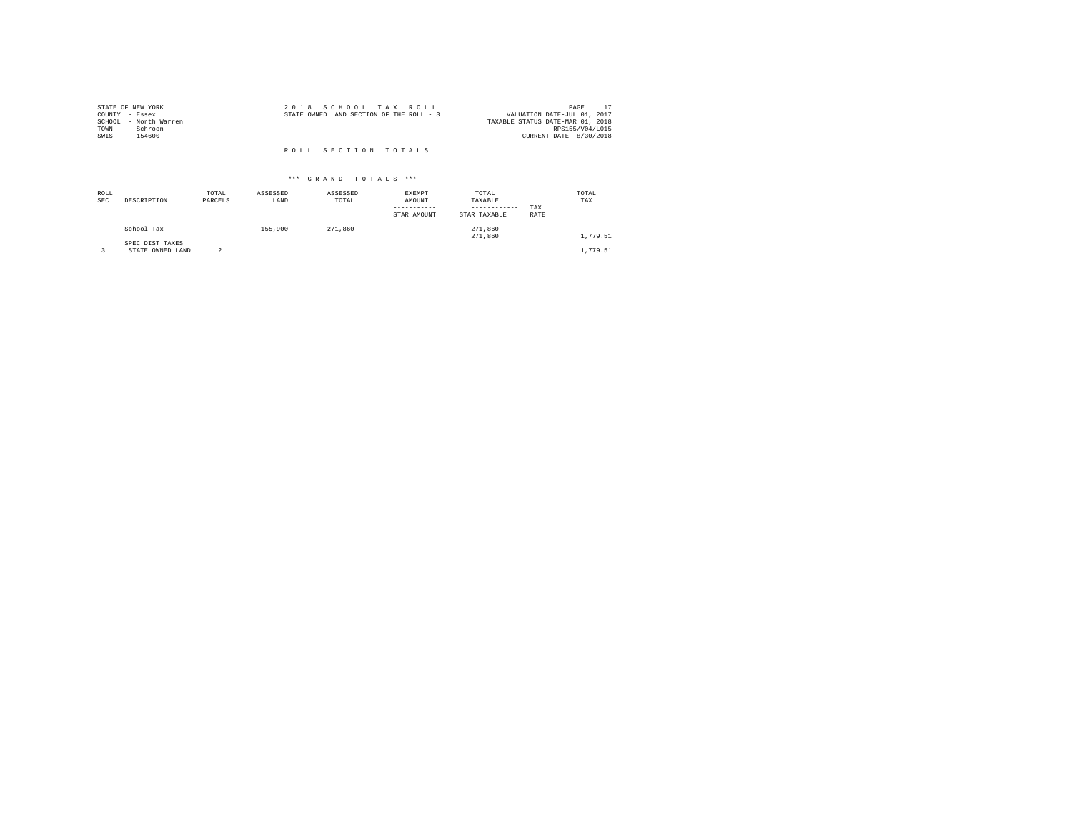STATE OF NEW YORK
COUNTY - Essex
SCHOOL - North Warren
TOWN - Schroon
SWIS - 154600

2 0 1 8 S C H O O L T A X R O L L
STATE OWNED LAND SECTION OF THE ROLL - 3

PAGE 17
VALUATION DATE-JUL 01, 2017
TAXABLE STATUS DATE-MAR 01, 2018
RPS155/V04/L015
CURRENT DATE 8/30/2018

R O L L S E C T I O N T O T A L S

\*\*\* G R A N D T O T A L S \*\*\*

| ROLL SEC | DESCRIPTION | TOTAL PARCELS | ASSESSED LAND | ASSESSED TOTAL | EXEMPT AMOUNT ----------- STAR AMOUNT | TOTAL TAXABLE ------------ STAR TAXABLE | TAX RATE | TOTAL TAX |
|---|---|---|---|---|---|---|---|---|
| | School Tax | | 155,900 | 271,860 | | 271,860 | | |
| | | | | | | 271,860 | | 1,779.51 |
| | SPEC DIST TAXES | | | | | | | |
| 3 | STATE OWNED LAND | 2 | | | | | | 1,779.51 |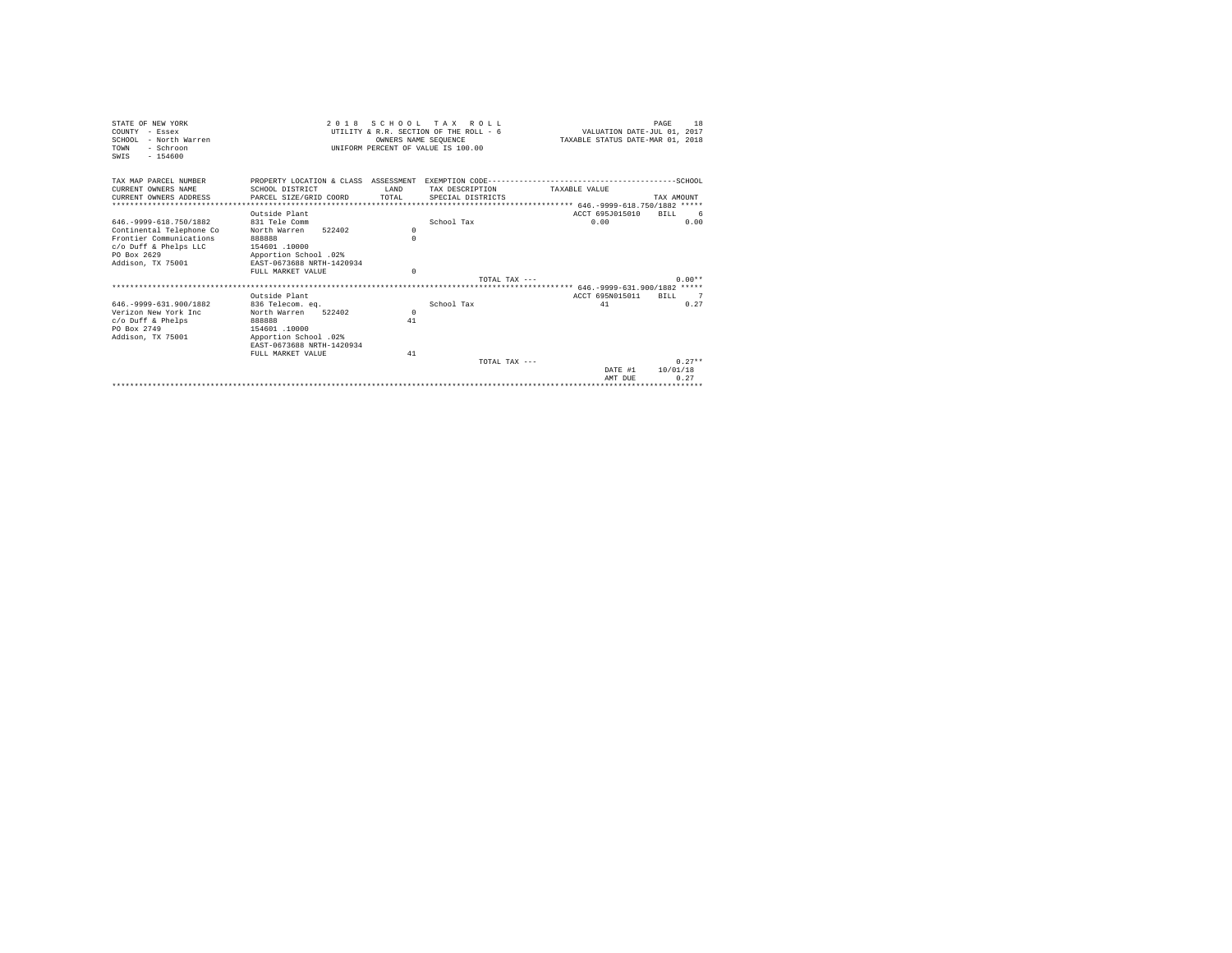STATE OF NEW YORK
COUNTY - Essex
SCHOOL - North Warren
TOWN - Schroon
SWIS - 154600

2 0 1 8 S C H O O L T A X R O L L
UTILITY & R.R. SECTION OF THE ROLL - 6
OWNERS NAME SEQUENCE
UNIFORM PERCENT OF VALUE IS 100.00

PAGE 18
VALUATION DATE-JUL 01, 2017
TAXABLE STATUS DATE-MAR 01, 2018

| TAX MAP PARCEL NUMBER / CURRENT OWNERS NAME / CURRENT OWNERS ADDRESS | PROPERTY LOCATION & CLASS / SCHOOL DISTRICT / PARCEL SIZE/GRID COORD | ASSESSMENT LAND / TOTAL | EXEMPTION CODE / TAX DESCRIPTION / SPECIAL DISTRICTS | TAXABLE VALUE | TAX AMOUNT |
|---|---|---|---|---|---|
| 646.-9999-618.750/1882 | Outside Plant | | | ACCT 695J015010 | BILL 6 |
| 646.-9999-618.750/1882 | 831 Tele Comm | | School Tax | 0.00 | 0.00 |
| Continental Telephone Co | North Warren 522402 | 0 | | | |
| Frontier Communications | 888888 | 0 | | | |
| c/o Duff & Phelps LLC | 154601 .10000 | | | | |
| PO Box 2629 | Apportion School .02% | | | | |
| Addison, TX 75001 | EAST-0673688 NRTH-1420934 | | | | |
| | FULL MARKET VALUE | 0 | | | |
| | | | TOTAL TAX --- | | 0.00** |
| 646.-9999-631.900/1882 | Outside Plant | | | ACCT 695N015011 | BILL 7 |
| 646.-9999-631.900/1882 | 836 Telecom. eq. | | School Tax | 41 | 0.27 |
| Verizon New York Inc | North Warren 522402 | 0 | | | |
| c/o Duff & Phelps | 888888 | 41 | | | |
| PO Box 2749 | 154601 .10000 | | | | |
| Addison, TX 75001 | Apportion School .02% | | | | |
| | EAST-0673688 NRTH-1420934 | | | | |
| | FULL MARKET VALUE | 41 | | | |
| | | | TOTAL TAX --- | | 0.27** |
| | | | | DATE #1 | 10/01/18 |
| | | | | AMT DUE | 0.27 |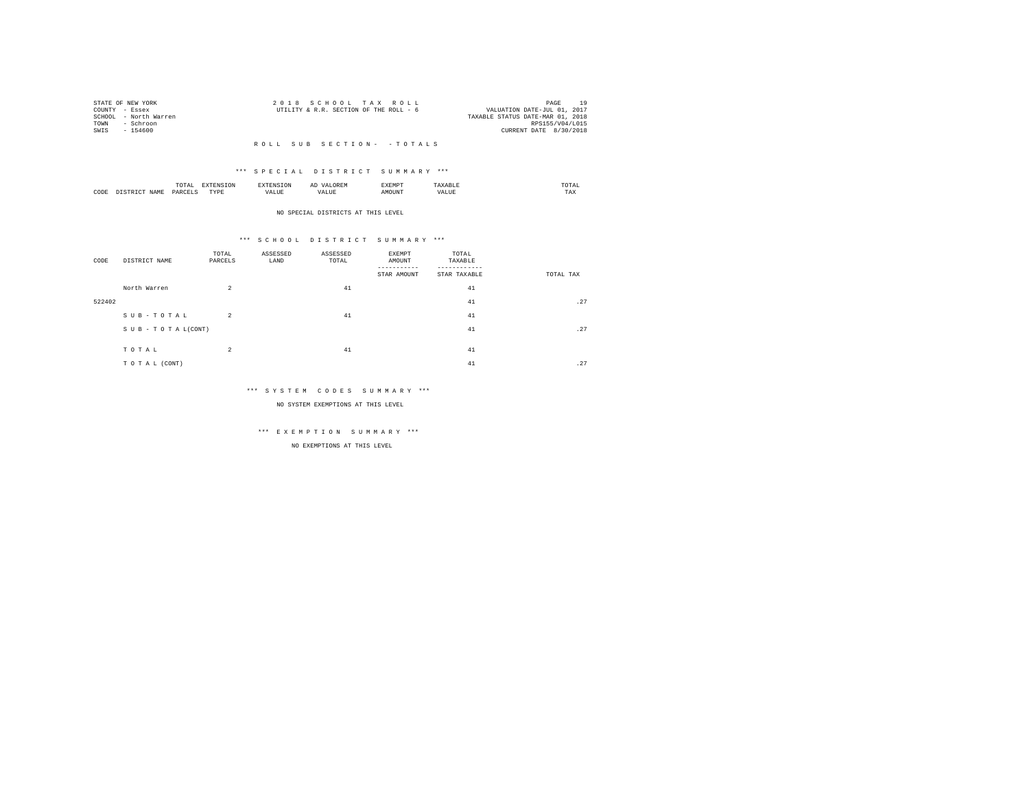STATE OF NEW YORK
COUNTY - Essex
SCHOOL - North Warren
TOWN - Schroon
SWIS - 154600

2 0 1 8 S C H O O L T A X R O L L
UTILITY & R.R. SECTION OF THE ROLL - 6

VALUATION DATE-JUL 01, 2017
TAXABLE STATUS DATE-MAR 01, 2018
RPS155/V04/L015
CURRENT DATE 8/30/2018

R O L L S U B S E C T I O N - - T O T A L S

*** S P E C I A L D I S T R I C T S U M M A R Y ***

| CODE | DISTRICT NAME | TOTAL PARCELS | EXTENSION TYPE | EXTENSION VALUE | AD VALOREM VALUE | EXEMPT AMOUNT | TAXABLE VALUE | TOTAL TAX |
|---|---|---|---|---|---|---|---|---|

NO SPECIAL DISTRICTS AT THIS LEVEL

*** S C H O O L D I S T R I C T S U M M A R Y ***

| CODE | DISTRICT NAME | TOTAL PARCELS | ASSESSED LAND | ASSESSED TOTAL | EXEMPT AMOUNT<br>STAR AMOUNT | TOTAL TAXABLE<br>STAR TAXABLE | TOTAL TAX |
|---|---|---|---|---|---|---|---|
| | North Warren | 2 | | 41 | | 41 | |
| 522402 | | | | | | 41 | .27 |
| | S U B - T O T A L | 2 | | 41 | | 41 | |
| | S U B - T O T A L(CONT) | | | | | 41 | .27 |
| | T O T A L | 2 | | 41 | | 41 | |
| | T O T A L (CONT) | | | | | 41 | .27 |

*** S Y S T E M C O D E S S U M M A R Y ***

NO SYSTEM EXEMPTIONS AT THIS LEVEL

*** E X E M P T I O N S U M M A R Y ***

NO EXEMPTIONS AT THIS LEVEL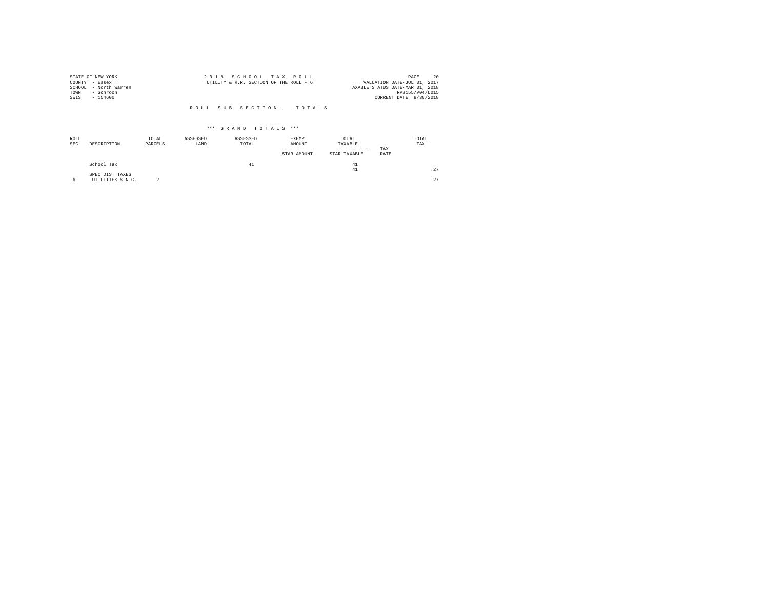STATE OF NEW YORK
COUNTY - Essex
SCHOOL - North Warren
TOWN - Schroon
SWIS - 154600

2 0 1 8 S C H O O L T A X R O L L
UTILITY & R.R. SECTION OF THE ROLL - 6

VALUATION DATE-JUL 01, 2017
TAXABLE STATUS DATE-MAR 01, 2018
RPS155/V04/L015
CURRENT DATE 8/30/2018

R O L L S U B S E C T I O N - - T O T A L S

*** G R A N D T O T A L S ***

| ROLL SEC | DESCRIPTION | TOTAL PARCELS | ASSESSED LAND | ASSESSED TOTAL | EXEMPT AMOUNT / STAR AMOUNT | TOTAL TAXABLE / STAR TAXABLE | TAX RATE | TOTAL TAX |
|---|---|---|---|---|---|---|---|---|
| | School Tax | | | 41 | | 41 | | |
| | | | | | | 41 | | .27 |
| | SPEC DIST TAXES | | | | | | | |
| 6 | UTILITIES & N.C. | 2 | | | | | | .27 |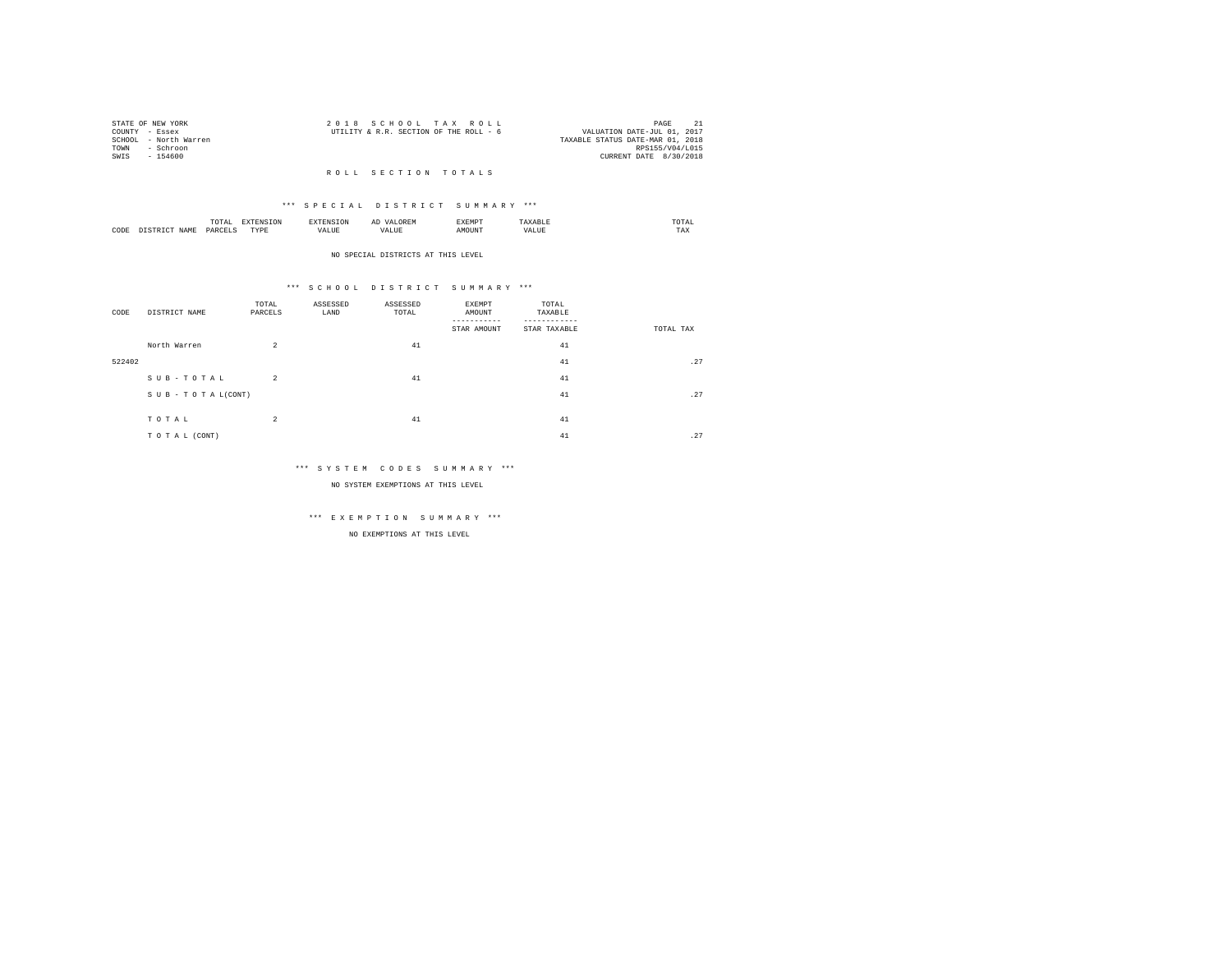STATE OF NEW YORK
COUNTY - Essex
SCHOOL - North Warren
TOWN - Schroon
SWIS - 154600

2 0 1 8 S C H O O L T A X R O L L
UTILITY & R.R. SECTION OF THE ROLL - 6

VALUATION DATE-JUL 01, 2017
TAXABLE STATUS DATE-MAR 01, 2018
RPS155/V04/L015
CURRENT DATE 8/30/2018

R O L L S E C T I O N T O T A L S

*** S P E C I A L D I S T R I C T S U M M A R Y ***

| CODE | DISTRICT NAME | TOTAL PARCELS | EXTENSION TYPE | EXTENSION VALUE | AD VALOREM VALUE | EXEMPT AMOUNT | TAXABLE VALUE | TOTAL TAX |
|---|---|---|---|---|---|---|---|---|

NO SPECIAL DISTRICTS AT THIS LEVEL

*** S C H O O L D I S T R I C T S U M M A R Y ***

| CODE | DISTRICT NAME | TOTAL PARCELS | ASSESSED LAND | ASSESSED TOTAL | EXEMPT AMOUNT / STAR AMOUNT | TOTAL TAXABLE / STAR TAXABLE | TOTAL TAX |
|---|---|---|---|---|---|---|---|
| | North Warren | 2 | | 41 | | 41 | |
| 522402 | | | | | | 41 | .27 |
| | S U B - T O T A L | 2 | | 41 | | 41 | |
| | S U B - T O T A L(CONT) | | | | | 41 | .27 |
| | T O T A L | 2 | | 41 | | 41 | |
| | T O T A L (CONT) | | | | | 41 | .27 |

*** S Y S T E M C O D E S S U M M A R Y ***

NO SYSTEM EXEMPTIONS AT THIS LEVEL

*** E X E M P T I O N S U M M A R Y ***

NO EXEMPTIONS AT THIS LEVEL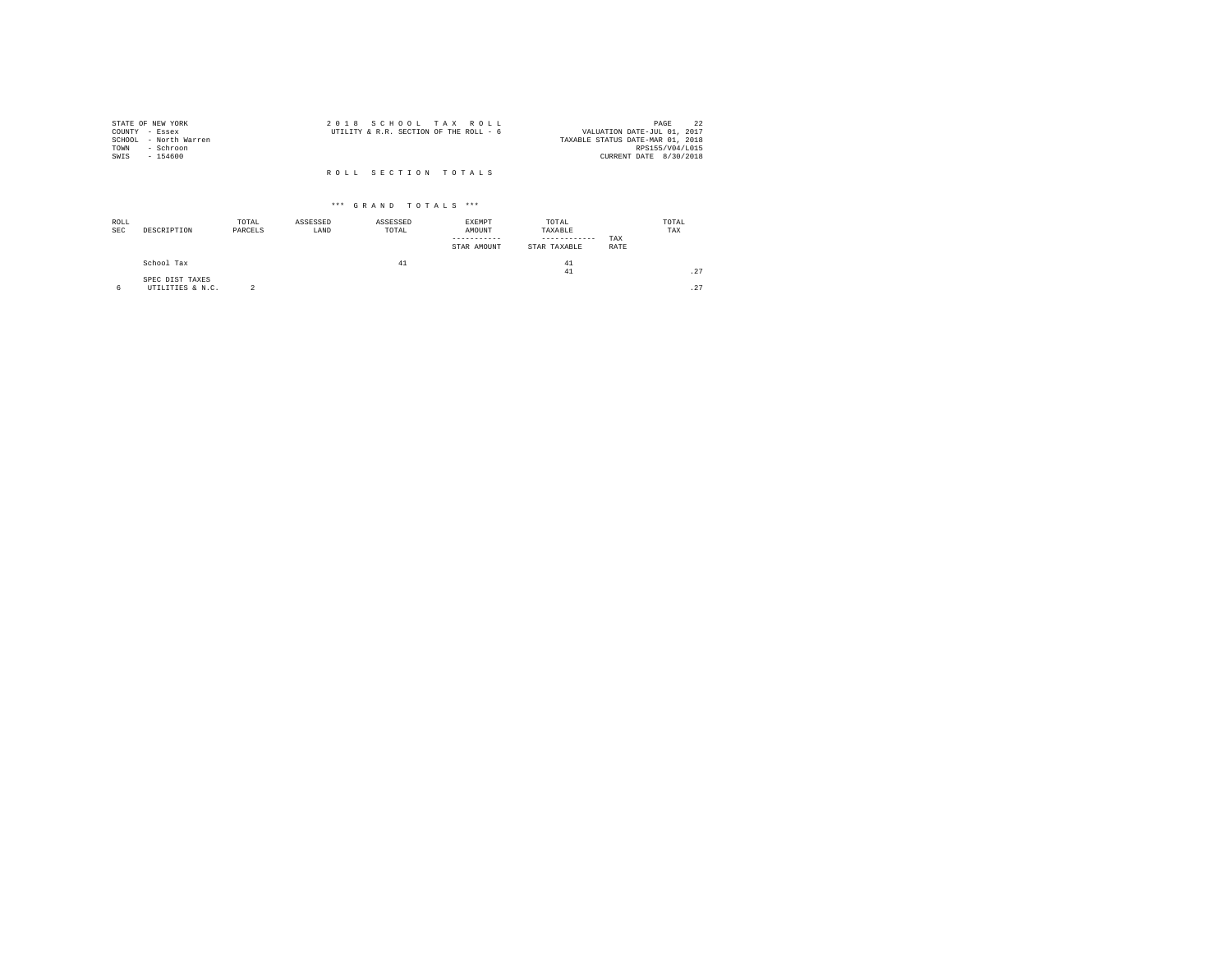STATE OF NEW YORK
COUNTY - Essex
SCHOOL - North Warren
TOWN - Schroon
SWIS - 154600

2 0 1 8 S C H O O L T A X R O L L
UTILITY & R.R. SECTION OF THE ROLL - 6

VALUATION DATE-JUL 01, 2017
TAXABLE STATUS DATE-MAR 01, 2018
RPS155/V04/L015
CURRENT DATE 8/30/2018

R O L L S E C T I O N T O T A L S

\*\*\* G R A N D T O T A L S \*\*\*

| ROLL SEC | DESCRIPTION | TOTAL PARCELS | ASSESSED LAND | ASSESSED TOTAL | EXEMPT AMOUNT ----------- STAR AMOUNT | TOTAL TAXABLE ------------ STAR TAXABLE | TAX RATE | TOTAL TAX |
|---|---|---|---|---|---|---|---|---|
| | School Tax | | | 41 | | 41 | | |
| | | | | | | 41 | | .27 |
| | SPEC DIST TAXES | | | | | | | |
| 6 | UTILITIES & N.C. | 2 | | | | | | .27 |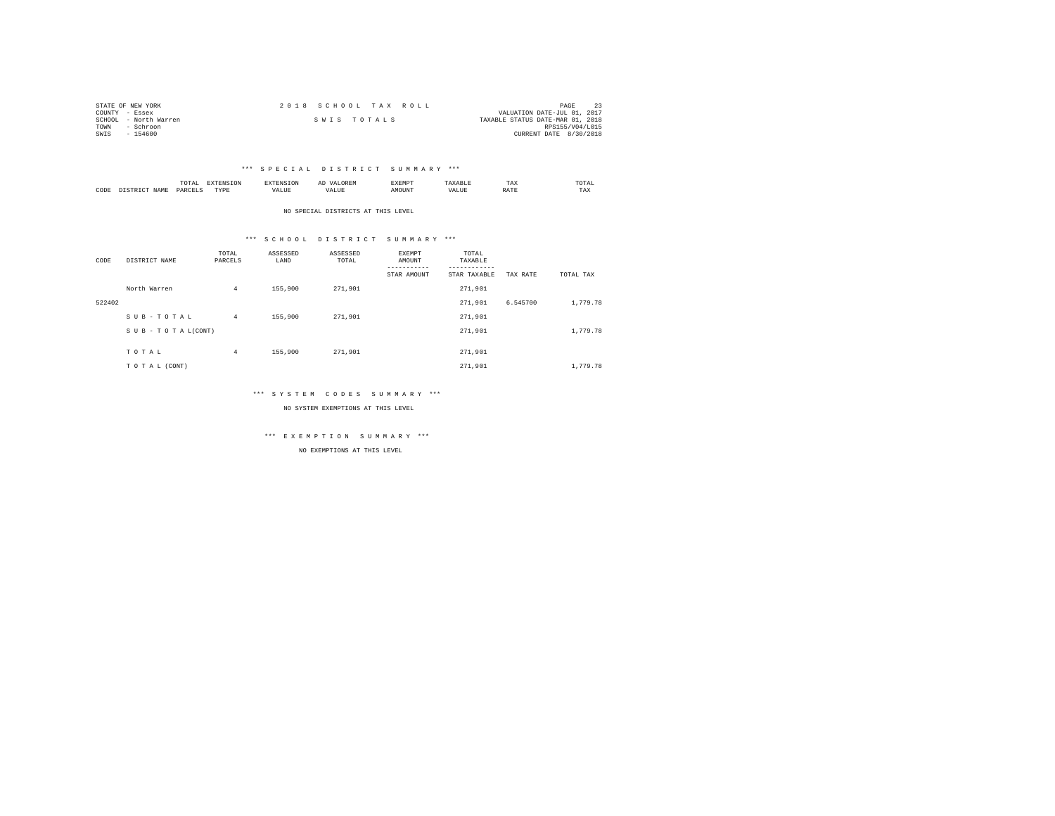STATE OF NEW YORK
COUNTY - Essex
SCHOOL - North Warren
TOWN - Schroon
SWIS - 154600

2018 SCHOOL TAX ROLL

SWIS TOTALS

VALUATION DATE-JUL 01, 2017
TAXABLE STATUS DATE-MAR 01, 2018
RPS155/V04/L015
CURRENT DATE 8/30/2018

### *** SPECIAL DISTRICT SUMMARY ***

| CODE | DISTRICT NAME | TOTAL PARCELS | EXTENSION TYPE | EXTENSION VALUE | AD VALOREM VALUE | EXEMPT AMOUNT | TAXABLE VALUE | TAX RATE | TOTAL TAX |
|---|---|---|---|---|---|---|---|---|---|

NO SPECIAL DISTRICTS AT THIS LEVEL

### *** SCHOOL DISTRICT SUMMARY ***

| CODE | DISTRICT NAME | TOTAL PARCELS | ASSESSED LAND | ASSESSED TOTAL | EXEMPT AMOUNT<br>-----------<br>STAR AMOUNT | TOTAL TAXABLE<br>------------<br>STAR TAXABLE | TAX RATE | TOTAL TAX |
|---|---|---|---|---|---|---|---|---|
| | North Warren | 4 | 155,900 | 271,901 | | 271,901 | | |
| 522402 | | | | | | 271,901 | 6.545700 | 1,779.78 |
| | SUB-TOTAL | 4 | 155,900 | 271,901 | | 271,901 | | |
| | SUB-TOTAL(CONT) | | | | | 271,901 | | 1,779.78 |
| | TOTAL | 4 | 155,900 | 271,901 | | 271,901 | | |
| | TOTAL (CONT) | | | | | 271,901 | | 1,779.78 |

### *** SYSTEM CODES SUMMARY ***

NO SYSTEM EXEMPTIONS AT THIS LEVEL

### *** EXEMPTION SUMMARY ***

NO EXEMPTIONS AT THIS LEVEL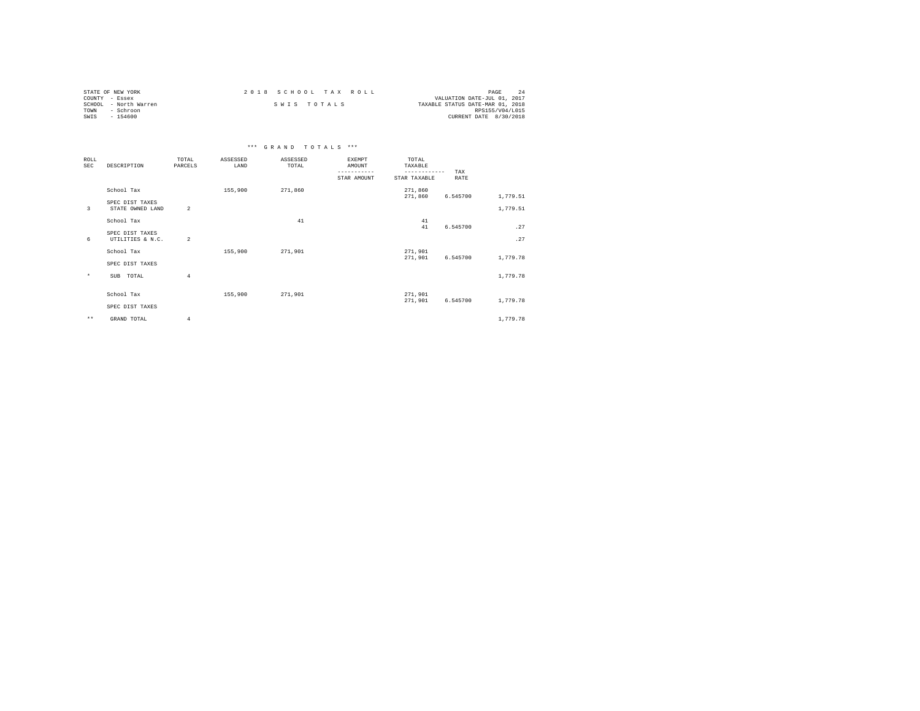STATE OF NEW YORK
COUNTY - Essex
SCHOOL - North Warren
TOWN - Schroon
SWIS - 154600

2018 SCHOOL TAX ROLL

SWIS TOTALS

VALUATION DATE-JUL 01, 2017
TAXABLE STATUS DATE-MAR 01, 2018
RPS155/V04/L015
CURRENT DATE 8/30/2018

*** GRAND TOTALS ***

| ROLL SEC | DESCRIPTION | TOTAL PARCELS | ASSESSED LAND | ASSESSED TOTAL | EXEMPT AMOUNT / STAR AMOUNT | TOTAL TAXABLE / STAR TAXABLE | TAX RATE | |
|---|---|---|---|---|---|---|---|---|
| | School Tax | | 155,900 | 271,860 | | 271,860 | | |
| | | | | | | 271,860 | 6.545700 | 1,779.51 |
| | SPEC DIST TAXES | | | | | | | |
| 3 | STATE OWNED LAND | 2 | | | | | | 1,779.51 |
| | School Tax | | | 41 | | 41 | | |
| | | | | | | 41 | 6.545700 | .27 |
| | SPEC DIST TAXES | | | | | | | |
| 6 | UTILITIES & N.C. | 2 | | | | | | .27 |
| | School Tax | | 155,900 | 271,901 | | 271,901 | | |
| | | | | | | 271,901 | 6.545700 | 1,779.78 |
| | SPEC DIST TAXES | | | | | | | |
| * | SUB TOTAL | 4 | | | | | | 1,779.78 |
| | School Tax | | 155,900 | 271,901 | | 271,901 | | |
| | | | | | | 271,901 | 6.545700 | 1,779.78 |
| | SPEC DIST TAXES | | | | | | | |
| ** | GRAND TOTAL | 4 | | | | | | 1,779.78 |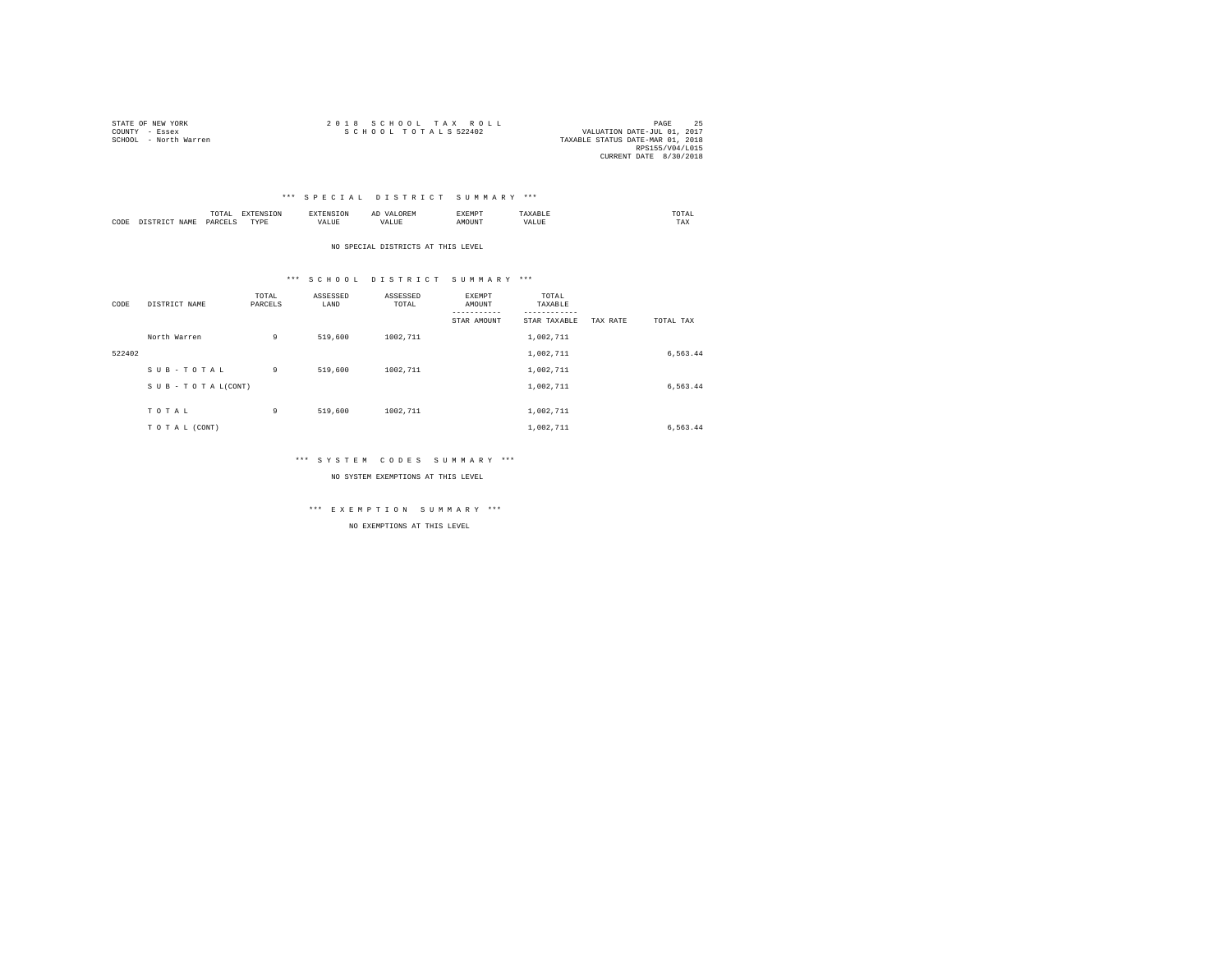STATE OF NEW YORK
COUNTY - Essex
SCHOOL - North Warren

2018 SCHOOL TAX ROLL
SCHOOL TOTALS 522402

VALUATION DATE-JUL 01, 2017
TAXABLE STATUS DATE-MAR 01, 2018
RPS155/V04/L015
CURRENT DATE 8/30/2018

### *** SPECIAL DISTRICT SUMMARY ***

| CODE | DISTRICT NAME | TOTAL PARCELS | EXTENSION TYPE | EXTENSION VALUE | AD VALOREM VALUE | EXEMPT AMOUNT | TAXABLE VALUE | TOTAL TAX |
|---|---|---|---|---|---|---|---|---|

NO SPECIAL DISTRICTS AT THIS LEVEL

### *** SCHOOL DISTRICT SUMMARY ***

| CODE | DISTRICT NAME | TOTAL PARCELS | ASSESSED LAND | ASSESSED TOTAL | EXEMPT AMOUNT ----------- STAR AMOUNT | TOTAL TAXABLE ------------ STAR TAXABLE | TAX RATE | TOTAL TAX |
|---|---|---|---|---|---|---|---|---|
| | North Warren | 9 | 519,600 | 1002,711 | | 1,002,711 | | |
| 522402 | | | | | | 1,002,711 | | 6,563.44 |
| | S U B - T O T A L | 9 | 519,600 | 1002,711 | | 1,002,711 | | |
| | S U B - T O T A L(CONT) | | | | | 1,002,711 | | 6,563.44 |
| | T O T A L | 9 | 519,600 | 1002,711 | | 1,002,711 | | |
| | T O T A L (CONT) | | | | | 1,002,711 | | 6,563.44 |

### *** SYSTEM CODES SUMMARY ***

NO SYSTEM EXEMPTIONS AT THIS LEVEL

### *** EXEMPTION SUMMARY ***

NO EXEMPTIONS AT THIS LEVEL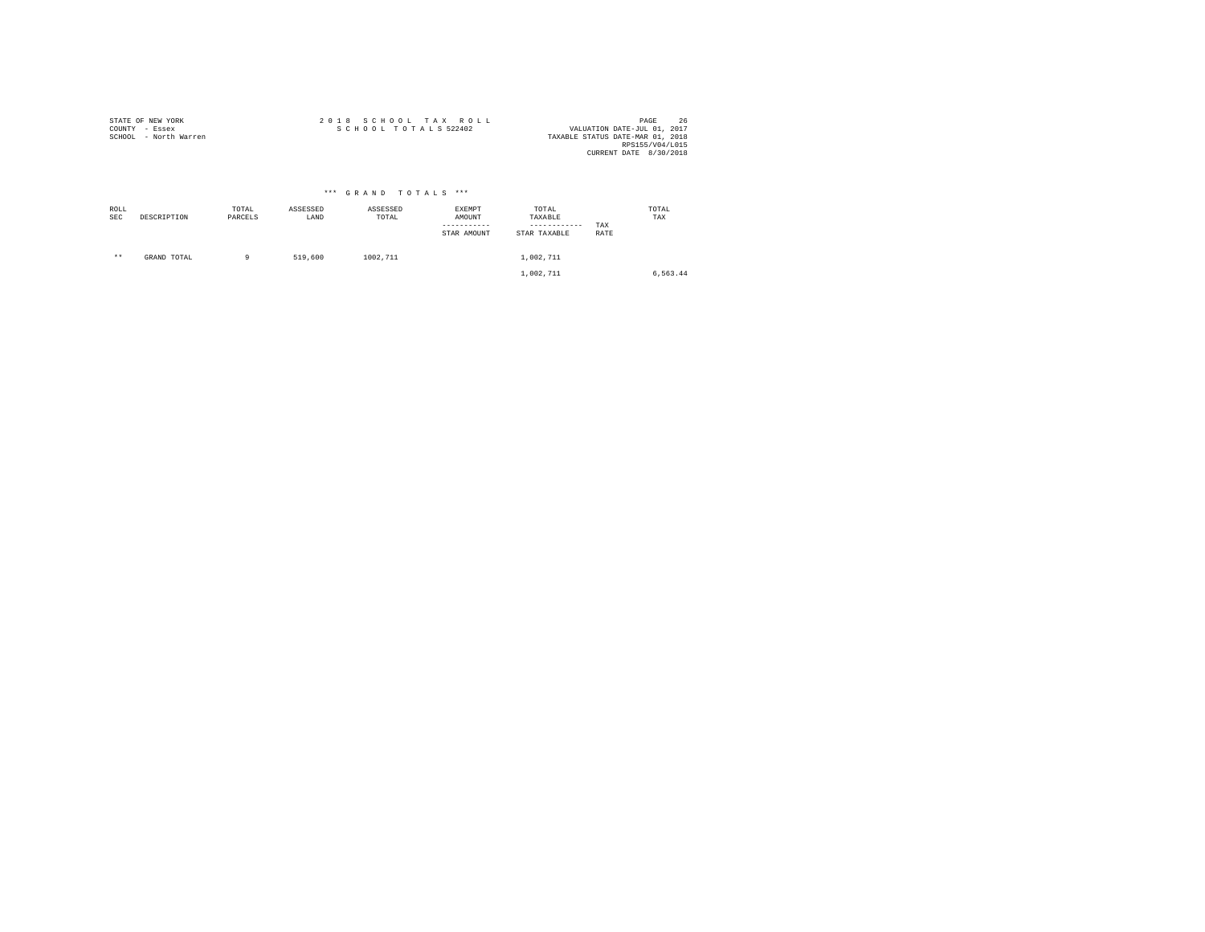STATE OF NEW YORK
COUNTY - Essex
SCHOOL - North Warren

2 0 1 8  S C H O O L  T A X  R O L L
S C H O O L  T O T A L S 522402

VALUATION DATE-JUL 01, 2017
TAXABLE STATUS DATE-MAR 01, 2018
RPS155/V04/L015
CURRENT DATE 8/30/2018

*** G R A N D  T O T A L S ***

| ROLL SEC | DESCRIPTION | TOTAL PARCELS | ASSESSED LAND | ASSESSED TOTAL | EXEMPT AMOUNT<br>-----------<br>STAR AMOUNT | TOTAL TAXABLE<br>------------<br>STAR TAXABLE | TAX RATE | TOTAL TAX |
|---|---|---|---|---|---|---|---|---|
| ** | GRAND TOTAL | 9 | 519,600 | 1002,711 | | 1,002,711 | | |
| | | | | | | 1,002,711 | | 6,563.44 |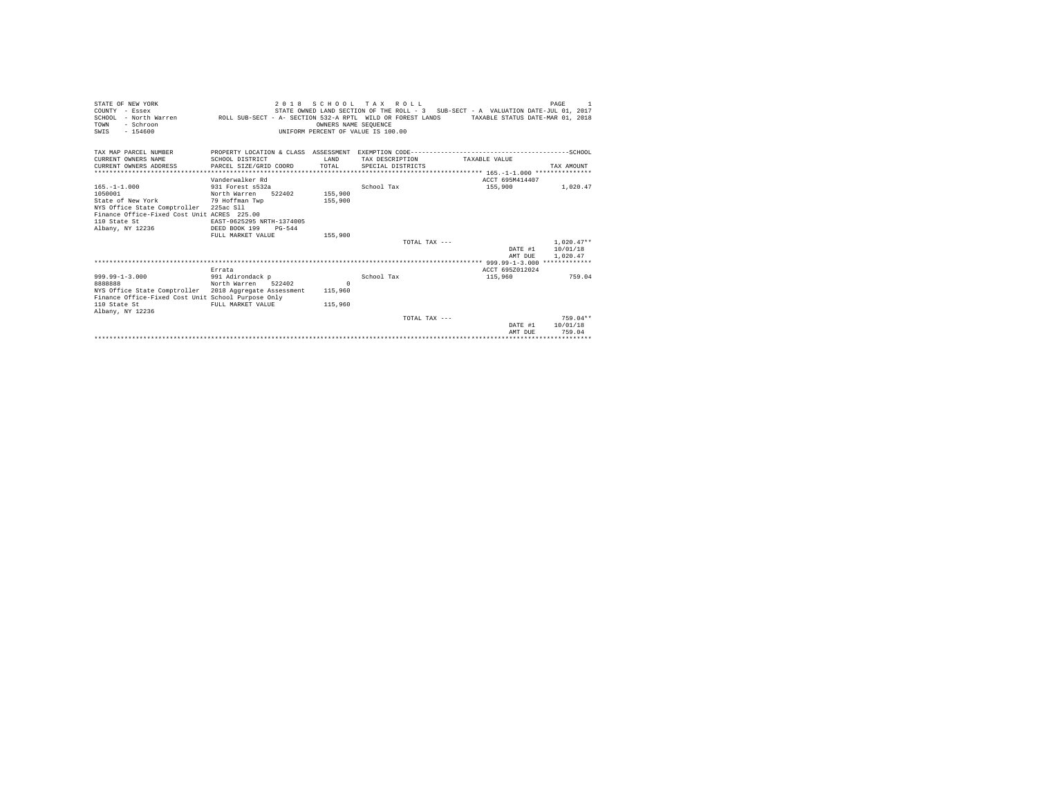STATE OF NEW YORK
COUNTY - Essex
SCHOOL - North Warren
TOWN - Schroon
SWIS - 154600

2 0 1 8 S C H O O L T A X R O L L
STATE OWNED LAND SECTION OF THE ROLL - 3 SUB-SECT - A VALUATION DATE-JUL 01, 2017
ROLL SUB-SECT - A- SECTION 532-A RPTL WILD OR FOREST LANDS TAXABLE STATUS DATE-MAR 01, 2018
OWNERS NAME SEQUENCE
UNIFORM PERCENT OF VALUE IS 100.00

PAGE 1

| TAX MAP PARCEL NUMBER / CURRENT OWNERS NAME / CURRENT OWNERS ADDRESS | PROPERTY LOCATION & CLASS / SCHOOL DISTRICT / PARCEL SIZE/GRID COORD | ASSESSMENT LAND / TOTAL | EXEMPTION CODE / TAX DESCRIPTION / SPECIAL DISTRICTS | TAXABLE VALUE | TAX AMOUNT |
|---|---|---|---|---|---|
| | Vanderwalker Rd | | | ACCT 695M414407 | |
| 165.-1-1.000 | 931 Forest s532a | | School Tax | 155,900 | 1,020.47 |
| 1050001 | North Warren 522402 | 155,900 | | | |
| State of New York | 79 Hoffman Twp | 155,900 | | | |
| NYS Office State Comptroller | 225ac Sll | | | | |
| Finance Office-Fixed Cost Unit | ACRES 225.00 | | | | |
| 110 State St | EAST-0625295 NRTH-1374005 | | | | |
| Albany, NY 12236 | DEED BOOK 199 PG-544 | | | | |
| | FULL MARKET VALUE | 155,900 | | | |
| | | | TOTAL TAX --- | | 1,020.47** |
| | | | | DATE #1 | 10/01/18 |
| | | | | AMT DUE | 1,020.47 |
| | Errata | | | ACCT 695Z012024 | |
| 999.99-1-3.000 | 991 Adirondack p | | School Tax | 115,960 | 759.04 |
| 8888888 | North Warren 522402 | 0 | | | |
| NYS Office State Comptroller | 2018 Aggregate Assessment | 115,960 | | | |
| Finance Office-Fixed Cost Unit | School Purpose Only | | | | |
| 110 State St | FULL MARKET VALUE | 115,960 | | | |
| Albany, NY 12236 | | | | | |
| | | | TOTAL TAX --- | | 759.04** |
| | | | | DATE #1 | 10/01/18 |
| | | | | AMT DUE | 759.04 |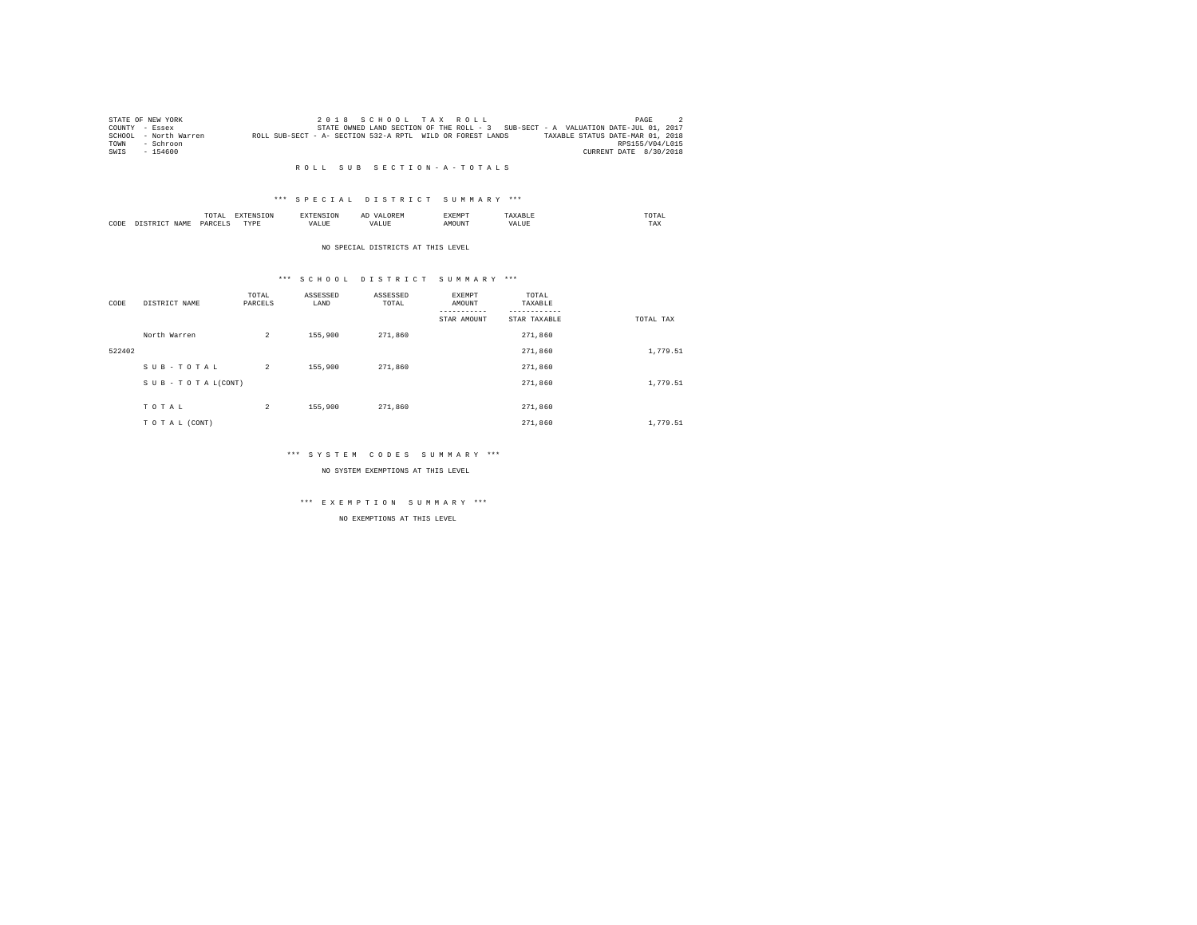STATE OF NEW YORK
COUNTY - Essex
SCHOOL - North Warren
TOWN - Schroon
SWIS - 154600

2 0 1 8 S C H O O L T A X R O L L
STATE OWNED LAND SECTION OF THE ROLL - 3 SUB-SECT - A VALUATION DATE-JUL 01, 2017
ROLL SUB-SECT - A- SECTION 532-A RPTL WILD OR FOREST LANDS TAXABLE STATUS DATE-MAR 01, 2018
RPS155/V04/L015
CURRENT DATE 8/30/2018

R O L L S U B S E C T I O N - A - T O T A L S

*** S P E C I A L D I S T R I C T S U M M A R Y ***

| CODE | DISTRICT NAME | TOTAL PARCELS | EXTENSION TYPE | EXTENSION VALUE | AD VALOREM VALUE | EXEMPT AMOUNT | TAXABLE VALUE | TOTAL TAX |
|---|---|---|---|---|---|---|---|---|

NO SPECIAL DISTRICTS AT THIS LEVEL

*** S C H O O L D I S T R I C T S U M M A R Y ***

| CODE | DISTRICT NAME | TOTAL PARCELS | ASSESSED LAND | ASSESSED TOTAL | EXEMPT AMOUNT / STAR AMOUNT | TOTAL TAXABLE / STAR TAXABLE | TOTAL TAX |
|---|---|---|---|---|---|---|---|
| | North Warren | 2 | 155,900 | 271,860 | | 271,860 | |
| 522402 | | | | | | 271,860 | 1,779.51 |
| | S U B - T O T A L | 2 | 155,900 | 271,860 | | 271,860 | |
| | S U B - T O T A L(CONT) | | | | | 271,860 | 1,779.51 |
| | T O T A L | 2 | 155,900 | 271,860 | | 271,860 | |
| | T O T A L (CONT) | | | | | 271,860 | 1,779.51 |

*** S Y S T E M C O D E S S U M M A R Y ***

NO SYSTEM EXEMPTIONS AT THIS LEVEL

*** E X E M P T I O N S U M M A R Y ***

NO EXEMPTIONS AT THIS LEVEL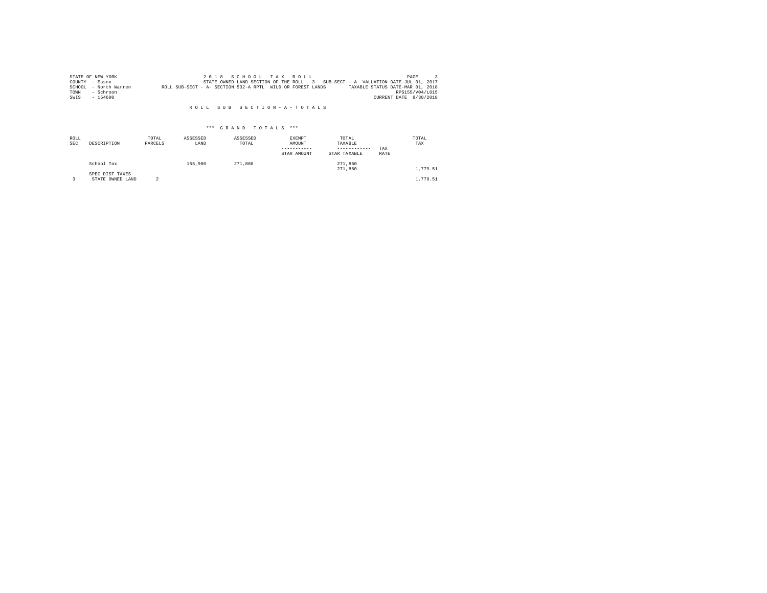STATE OF NEW YORK
COUNTY - Essex
SCHOOL - North Warren
TOWN - Schroon
SWIS - 154600

2 0 1 8 S C H O O L T A X R O L L
STATE OWNED LAND SECTION OF THE ROLL - 3 SUB-SECT - A VALUATION DATE-JUL 01, 2017
ROLL SUB-SECT - A- SECTION 532-A RPTL WILD OR FOREST LANDS TAXABLE STATUS DATE-MAR 01, 2018
RPS155/V04/L015
CURRENT DATE 8/30/2018

R O L L S U B S E C T I O N - A - T O T A L S

*** G R A N D T O T A L S ***

| ROLL SEC | DESCRIPTION | TOTAL PARCELS | ASSESSED LAND | ASSESSED TOTAL | EXEMPT AMOUNT / STAR AMOUNT | TOTAL TAXABLE / STAR TAXABLE | TAX RATE | TOTAL TAX |
|---|---|---|---|---|---|---|---|---|
| | School Tax | | 155,900 | 271,860 | | 271,860 | | |
| | | | | | | 271,860 | | 1,779.51 |
| | SPEC DIST TAXES | | | | | | | |
| 3 | STATE OWNED LAND | 2 | | | | | | 1,779.51 |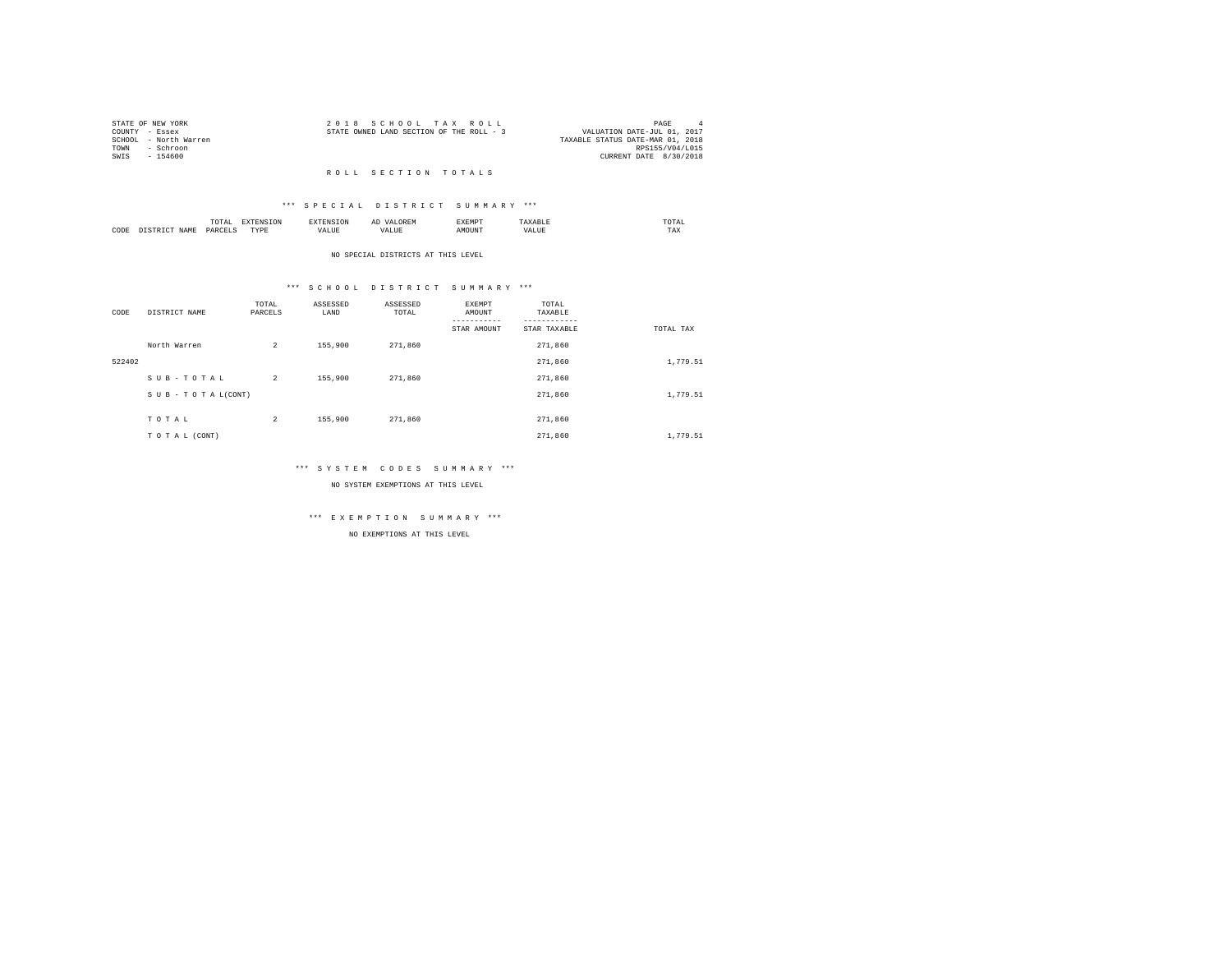STATE OF NEW YORK
COUNTY - Essex
SCHOOL - North Warren
TOWN - Schroon
SWIS - 154600

2 0 1 8 S C H O O L T A X R O L L
STATE OWNED LAND SECTION OF THE ROLL - 3

PAGE 4
VALUATION DATE-JUL 01, 2017
TAXABLE STATUS DATE-MAR 01, 2018
RPS155/V04/L015
CURRENT DATE 8/30/2018

## R O L L S E C T I O N T O T A L S

### *** S P E C I A L D I S T R I C T S U M M A R Y ***

| CODE | DISTRICT NAME | TOTAL PARCELS | EXTENSION TYPE | EXTENSION VALUE | AD VALOREM VALUE | EXEMPT AMOUNT | TAXABLE VALUE | TOTAL TAX |
|---|---|---|---|---|---|---|---|---|

NO SPECIAL DISTRICTS AT THIS LEVEL

### *** S C H O O L D I S T R I C T S U M M A R Y ***

| CODE | DISTRICT NAME | TOTAL PARCELS | ASSESSED LAND | ASSESSED TOTAL | EXEMPT AMOUNT / STAR AMOUNT | TOTAL TAXABLE / STAR TAXABLE | TOTAL TAX |
|---|---|---|---|---|---|---|---|
| | North Warren | 2 | 155,900 | 271,860 | | 271,860 | |
| 522402 | | | | | | 271,860 | 1,779.51 |
| | S U B - T O T A L | 2 | 155,900 | 271,860 | | 271,860 | |
| | S U B - T O T A L(CONT) | | | | | 271,860 | 1,779.51 |
| | T O T A L | 2 | 155,900 | 271,860 | | 271,860 | |
| | T O T A L (CONT) | | | | | 271,860 | 1,779.51 |

### *** S Y S T E M C O D E S S U M M A R Y ***

NO SYSTEM EXEMPTIONS AT THIS LEVEL

### *** E X E M P T I O N S U M M A R Y ***

NO EXEMPTIONS AT THIS LEVEL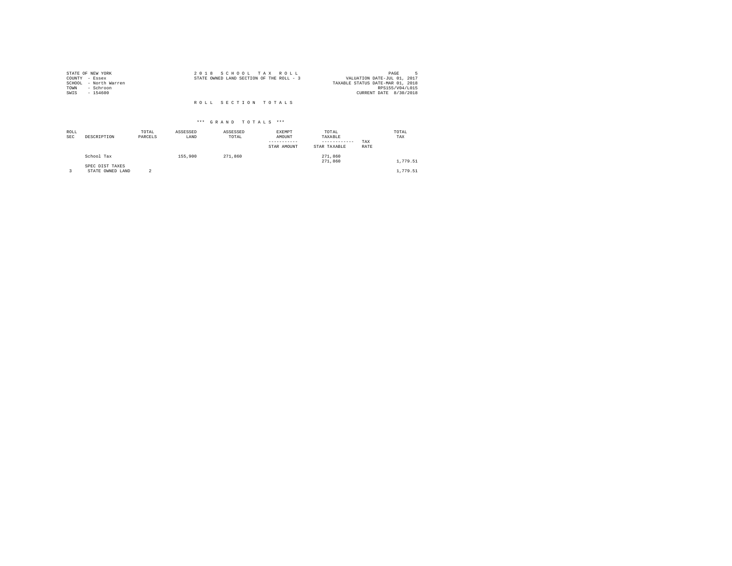STATE OF NEW YORK
COUNTY - Essex
SCHOOL - North Warren
TOWN - Schroon
SWIS - 154600

2 0 1 8 S C H O O L T A X R O L L
STATE OWNED LAND SECTION OF THE ROLL - 3

PAGE 5
VALUATION DATE-JUL 01, 2017
TAXABLE STATUS DATE-MAR 01, 2018
RPS155/V04/L015
CURRENT DATE 8/30/2018

R O L L S E C T I O N T O T A L S

*** G R A N D T O T A L S ***

| ROLL SEC | DESCRIPTION | TOTAL PARCELS | ASSESSED LAND | ASSESSED TOTAL | EXEMPT AMOUNT / STAR AMOUNT | TOTAL TAXABLE / STAR TAXABLE | TAX RATE | TOTAL TAX |
|---|---|---|---|---|---|---|---|---|
| | School Tax | | 155,900 | 271,860 | | 271,860 | | |
| | | | | | | 271,860 | | 1,779.51 |
| | SPEC DIST TAXES | | | | | | | |
| 3 | STATE OWNED LAND | 2 | | | | | | 1,779.51 |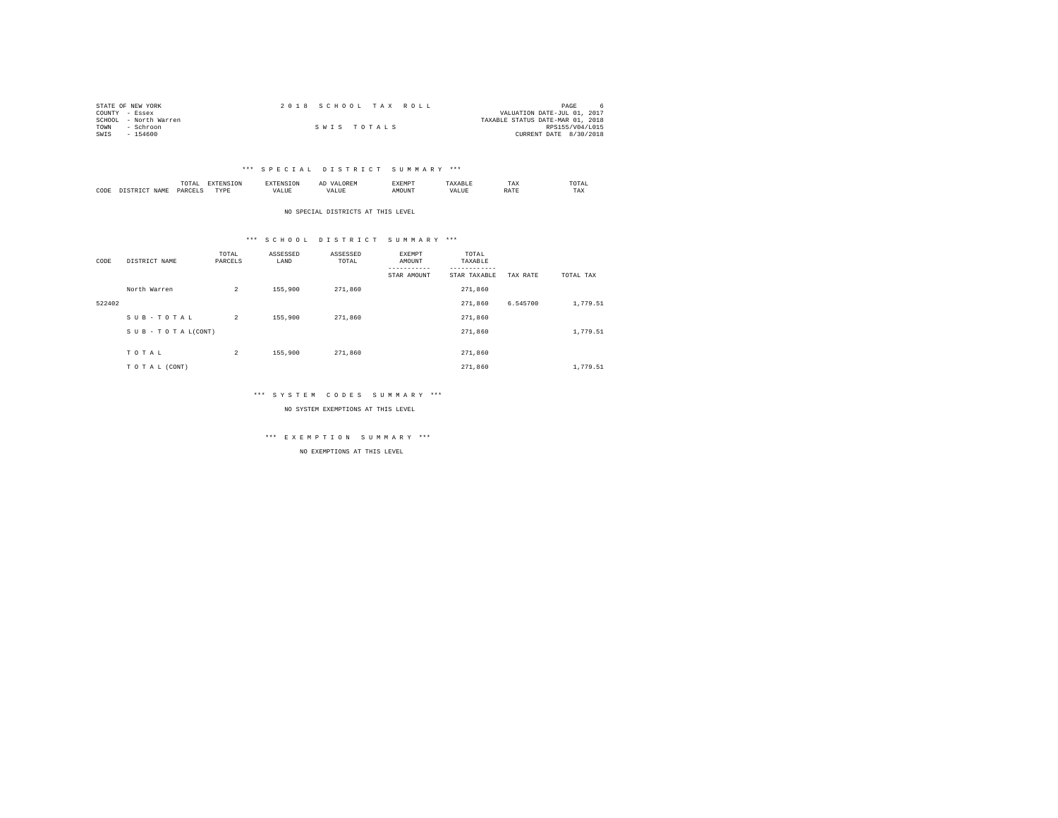STATE OF NEW YORK
COUNTY - Essex
SCHOOL - North Warren
TOWN - Schroon
SWIS - 154600

2 0 1 8 S C H O O L T A X R O L L

S W I S T O T A L S

VALUATION DATE-JUL 01, 2017
TAXABLE STATUS DATE-MAR 01, 2018
RPS155/V04/L015
CURRENT DATE 8/30/2018

### *** S P E C I A L D I S T R I C T S U M M A R Y ***

| CODE | DISTRICT NAME | TOTAL PARCELS | EXTENSION TYPE | EXTENSION VALUE | AD VALOREM VALUE | EXEMPT AMOUNT | TAXABLE VALUE | TAX RATE | TOTAL TAX |
|---|---|---|---|---|---|---|---|---|---|

NO SPECIAL DISTRICTS AT THIS LEVEL

### *** S C H O O L D I S T R I C T S U M M A R Y ***

| CODE | DISTRICT NAME | TOTAL PARCELS | ASSESSED LAND | ASSESSED TOTAL | EXEMPT AMOUNT / STAR AMOUNT | TOTAL TAXABLE / STAR TAXABLE | TAX RATE | TOTAL TAX |
|---|---|---|---|---|---|---|---|---|
| | North Warren | 2 | 155,900 | 271,860 | | 271,860 | | |
| 522402 | | | | | | 271,860 | 6.545700 | 1,779.51 |
| | S U B - T O T A L | 2 | 155,900 | 271,860 | | 271,860 | | |
| | S U B - T O T A L(CONT) | | | | | 271,860 | | 1,779.51 |
| | T O T A L | 2 | 155,900 | 271,860 | | 271,860 | | |
| | T O T A L (CONT) | | | | | 271,860 | | 1,779.51 |

### *** S Y S T E M C O D E S S U M M A R Y ***

NO SYSTEM EXEMPTIONS AT THIS LEVEL

### *** E X E M P T I O N S U M M A R Y ***

NO EXEMPTIONS AT THIS LEVEL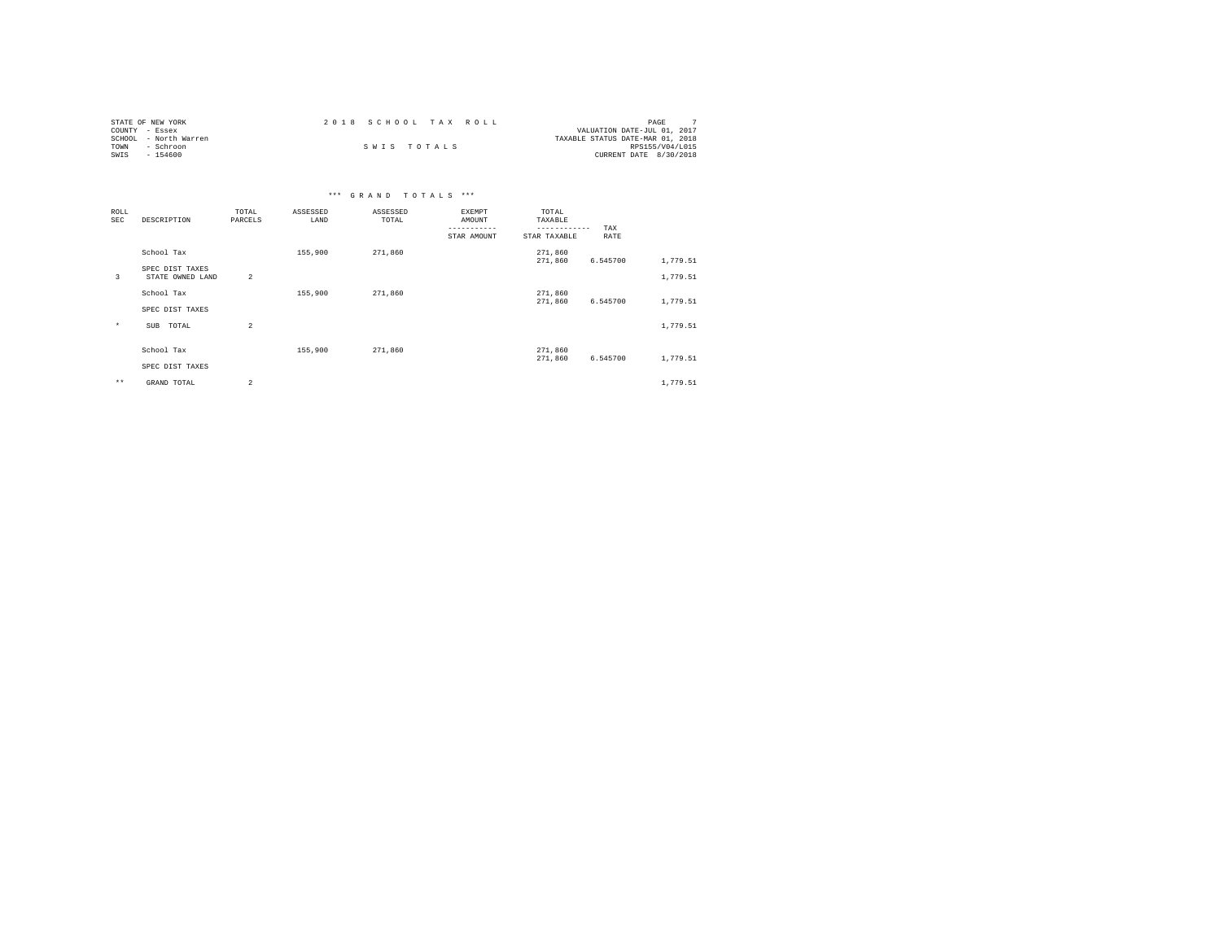STATE OF NEW YORK
COUNTY - Essex
SCHOOL - North Warren
TOWN - Schroon
SWIS - 154600

# 2 0 1 8 S C H O O L T A X R O L L

## S W I S T O T A L S

VALUATION DATE-JUL 01, 2017
TAXABLE STATUS DATE-MAR 01, 2018
RPS155/V04/L015
CURRENT DATE 8/30/2018

### *** G R A N D T O T A L S ***

| ROLL SEC | DESCRIPTION | TOTAL PARCELS | ASSESSED LAND | ASSESSED TOTAL | EXEMPT AMOUNT / STAR AMOUNT | TOTAL TAXABLE / STAR TAXABLE | TAX RATE | |
|---|---|---|---|---|---|---|---|---|
| | School Tax | | 155,900 | 271,860 | | 271,860 | | |
| | | | | | | 271,860 | 6.545700 | 1,779.51 |
| | SPEC DIST TAXES | | | | | | | |
| 3 | STATE OWNED LAND | 2 | | | | | | 1,779.51 |
| | School Tax | | 155,900 | 271,860 | | 271,860 | | |
| | | | | | | 271,860 | 6.545700 | 1,779.51 |
| | SPEC DIST TAXES | | | | | | | |
| * | SUB TOTAL | 2 | | | | | | 1,779.51 |
| | School Tax | | 155,900 | 271,860 | | 271,860 | | |
| | | | | | | 271,860 | 6.545700 | 1,779.51 |
| | SPEC DIST TAXES | | | | | | | |
| ** | GRAND TOTAL | 2 | | | | | | 1,779.51 |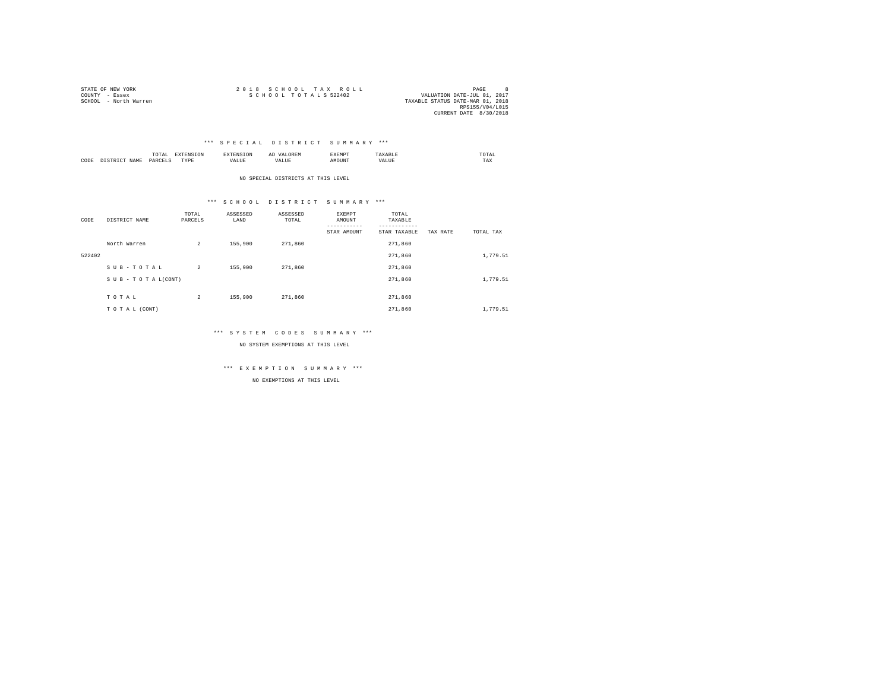STATE OF NEW YORK
COUNTY - Essex
SCHOOL - North Warren

2 0 1 8 S C H O O L T A X R O L L
S C H O O L T O T A L S 522402

VALUATION DATE-JUL 01, 2017
TAXABLE STATUS DATE-MAR 01, 2018
RPS155/V04/L015
CURRENT DATE 8/30/2018

\*\*\* S P E C I A L D I S T R I C T S U M M A R Y \*\*\*

| CODE | DISTRICT NAME | TOTAL PARCELS | EXTENSION TYPE | EXTENSION VALUE | AD VALOREM VALUE | EXEMPT AMOUNT | TAXABLE VALUE | TOTAL TAX |
|---|---|---|---|---|---|---|---|---|

NO SPECIAL DISTRICTS AT THIS LEVEL

\*\*\* S C H O O L D I S T R I C T S U M M A R Y \*\*\*

| CODE | DISTRICT NAME | TOTAL PARCELS | ASSESSED LAND | ASSESSED TOTAL | EXEMPT AMOUNT / STAR AMOUNT | TOTAL TAXABLE / STAR TAXABLE | TAX RATE | TOTAL TAX |
|---|---|---|---|---|---|---|---|---|
| | North Warren | 2 | 155,900 | 271,860 | | 271,860 | | |
| 522402 | | | | | | 271,860 | | 1,779.51 |
| | S U B - T O T A L | 2 | 155,900 | 271,860 | | 271,860 | | |
| | S U B - T O T A L(CONT) | | | | | 271,860 | | 1,779.51 |
| | T O T A L | 2 | 155,900 | 271,860 | | 271,860 | | |
| | T O T A L (CONT) | | | | | 271,860 | | 1,779.51 |

\*\*\* S Y S T E M C O D E S S U M M A R Y \*\*\*

NO SYSTEM EXEMPTIONS AT THIS LEVEL

\*\*\* E X E M P T I O N S U M M A R Y \*\*\*

NO EXEMPTIONS AT THIS LEVEL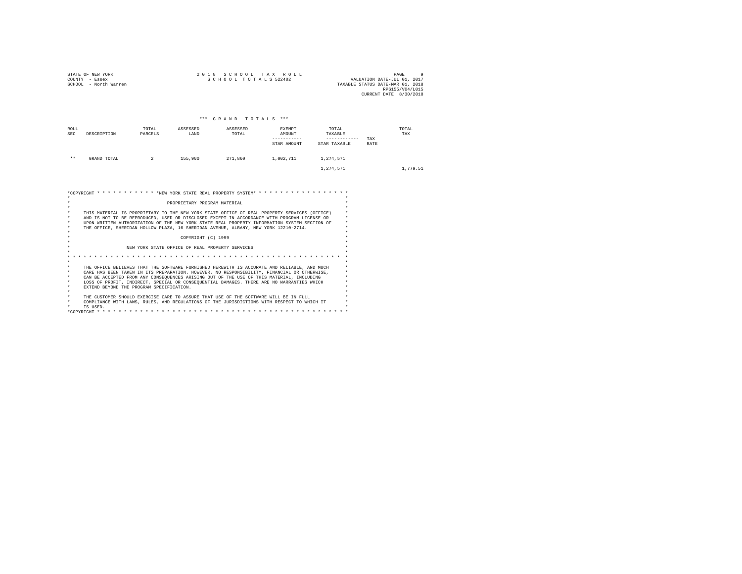STATE OF NEW YORK
COUNTY - Essex
SCHOOL - North Warren

2 0 1 8 S C H O O L T A X R O L L
S C H O O L T O T A L S 522402

VALUATION DATE-JUL 01, 2017
TAXABLE STATUS DATE-MAR 01, 2018
RPS155/V04/L015
CURRENT DATE 8/30/2018

### *** G R A N D T O T A L S ***

| ROLL SEC | DESCRIPTION | TOTAL PARCELS | ASSESSED LAND | ASSESSED TOTAL | EXEMPT AMOUNT / STAR AMOUNT | TOTAL TAXABLE / STAR TAXABLE | TAX RATE | TOTAL TAX |
|---|---|---|---|---|---|---|---|---|
| ** | GRAND TOTAL | 2 | 155,900 | 271,860 | 1,002,711 | 1,274,571 | | |
| | | | | | | 1,274,571 | | 1,779.51 |

```
*COPYRIGHT * * * * * * * * * * * *NEW YORK STATE REAL PROPERTY SYSTEM* * * * * * * * * * * * * * * * * *
*                                                                                                      *
*                                   PROPRIETARY PROGRAM MATERIAL                                       *
*                                                                                                      *
*    THIS MATERIAL IS PROPRIETARY TO THE NEW YORK STATE OFFICE OF REAL PROPERTY SERVICES (OFFICE)      *
*    AND IS NOT TO BE REPRODUCED, USED OR DISCLOSED EXCEPT IN ACCORDANCE WITH PROGRAM LICENSE OR       *
*    UPON WRITTEN AUTHORIZATION OF THE NEW YORK STATE REAL PROPERTY INFORMATION SYSTEM SECTION OF      *
*    THE OFFICE, SHERIDAN HOLLOW PLAZA, 16 SHERIDAN AVENUE, ALBANY, NEW YORK 12210-2714.               *
*                                                                                                      *
*                                        COPYRIGHT (C) 1999                                            *
*                                                                                                      *
*                       NEW YORK STATE OFFICE OF REAL PROPERTY SERVICES                                *
*                                                                                                      *
* * * * * * * * * * * * * * * * * * * * * * * * * * * * * * * * * * * * * * * * * * * * * * * * * * * *
*                                                                                                      *
*    THE OFFICE BELIEVES THAT THE SOFTWARE FURNISHED HEREWITH IS ACCURATE AND RELIABLE, AND MUCH       *
*    CARE HAS BEEN TAKEN IN ITS PREPARATION. HOWEVER, NO RESPONSIBILITY, FINANCIAL OR OTHERWISE,       *
*    CAN BE ACCEPTED FROM ANY CONSEQUENCES ARISING OUT OF THE USE OF THIS MATERIAL, INCLUDING          *
*    LOSS OF PROFIT, INDIRECT, SPECIAL OR CONSEQUENTIAL DAMAGES. THERE ARE NO WARRANTIES WHICH         *
*    EXTEND BEYOND THE PROGRAM SPECIFICATION.                                                          *
*                                                                                                      *
*    THE CUSTOMER SHOULD EXERCISE CARE TO ASSURE THAT USE OF THE SOFTWARE WILL BE IN FULL              *
*    COMPLIANCE WITH LAWS, RULES, AND REGULATIONS OF THE JURISDICTIONS WITH RESPECT TO WHICH IT        *
*    IS USED.                                                                                          *
*COPYRIGHT * * * * * * * * * * * * * * * * * * * * * * * * * * * * * * * * * * * * * * * * * * * * * *
```